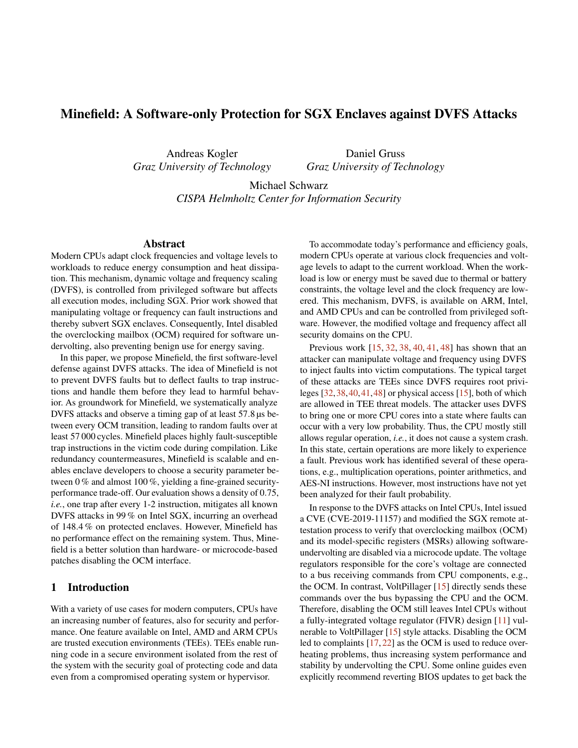# Minefield: A Software-only Protection for SGX Enclaves against DVFS Attacks

Andreas Kogler
*Graz University of Technology*

Daniel Gruss
*Graz University of Technology*

Michael Schwarz
*CISPA Helmholtz Center for Information Security*

## Abstract

Modern CPUs adapt clock frequencies and voltage levels to workloads to reduce energy consumption and heat dissipation. This mechanism, dynamic voltage and frequency scaling (DVFS), is controlled from privileged software but affects all execution modes, including SGX. Prior work showed that manipulating voltage or frequency can fault instructions and thereby subvert SGX enclaves. Consequently, Intel disabled the overclocking mailbox (OCM) required for software undervolting, also preventing benign use for energy saving.

In this paper, we propose Minefield, the first software-level defense against DVFS attacks. The idea of Minefield is not to prevent DVFS faults but to deflect faults to trap instructions and handle them before they lead to harmful behavior. As groundwork for Minefield, we systematically analyze DVFS attacks and observe a timing gap of at least 57.8 µs between every OCM transition, leading to random faults over at least 57 000 cycles. Minefield places highly fault-susceptible trap instructions in the victim code during compilation. Like redundancy countermeasures, Minefield is scalable and enables enclave developers to choose a security parameter between 0 % and almost 100 %, yielding a fine-grained security-performance trade-off. Our evaluation shows a density of 0.75, *i.e.*, one trap after every 1-2 instruction, mitigates all known DVFS attacks in 99 % on Intel SGX, incurring an overhead of 148.4 % on protected enclaves. However, Minefield has no performance effect on the remaining system. Thus, Minefield is a better solution than hardware- or microcode-based patches disabling the OCM interface.

## 1 Introduction

With a variety of use cases for modern computers, CPUs have an increasing number of features, also for security and performance. One feature available on Intel, AMD and ARM CPUs are trusted execution environments (TEEs). TEEs enable running code in a secure environment isolated from the rest of the system with the security goal of protecting code and data even from a compromised operating system or hypervisor.

To accommodate today's performance and efficiency goals, modern CPUs operate at various clock frequencies and voltage levels to adapt to the current workload. When the workload is low or energy must be saved due to thermal or battery constraints, the voltage level and the clock frequency are lowered. This mechanism, DVFS, is available on ARM, Intel, and AMD CPUs and can be controlled from privileged software. However, the modified voltage and frequency affect all security domains on the CPU.

Previous work [15, 32, 38, 40, 41, 48] has shown that an attacker can manipulate voltage and frequency using DVFS to inject faults into victim computations. The typical target of these attacks are TEEs since DVFS requires root privileges [32, 38, 40, 41, 48] or physical access [15], both of which are allowed in TEE threat models. The attacker uses DVFS to bring one or more CPU cores into a state where faults can occur with a very low probability. Thus, the CPU mostly still allows regular operation, *i.e.*, it does not cause a system crash. In this state, certain operations are more likely to experience a fault. Previous work has identified several of these operations, e.g., multiplication operations, pointer arithmetics, and AES-NI instructions. However, most instructions have not yet been analyzed for their fault probability.

In response to the DVFS attacks on Intel CPUs, Intel issued a CVE (CVE-2019-11157) and modified the SGX remote attestation process to verify that overclocking mailbox (OCM) and its model-specific registers (MSRs) allowing software-undervolting are disabled via a microcode update. The voltage regulators responsible for the core's voltage are connected to a bus receiving commands from CPU components, e.g., the OCM. In contrast, VoltPillager [15] directly sends these commands over the bus bypassing the CPU and the OCM. Therefore, disabling the OCM still leaves Intel CPUs without a fully-integrated voltage regulator (FIVR) design [11] vulnerable to VoltPillager [15] style attacks. Disabling the OCM led to complaints [17, 22] as the OCM is used to reduce overheating problems, thus increasing system performance and stability by undervolting the CPU. Some online guides even explicitly recommend reverting BIOS updates to get back the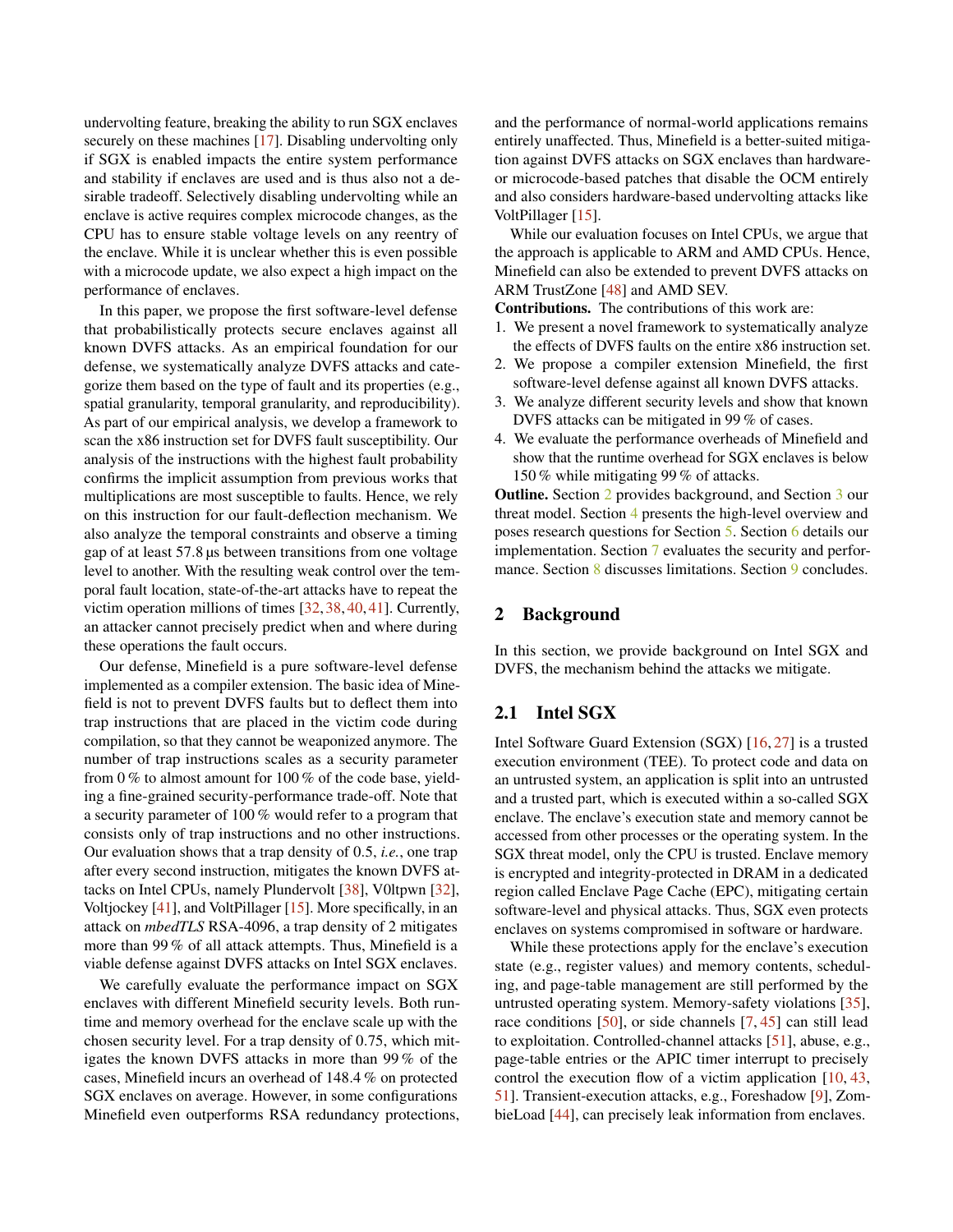undervolting feature, breaking the ability to run SGX enclaves securely on these machines [17]. Disabling undervolting only if SGX is enabled impacts the entire system performance and stability if enclaves are used and is thus also not a desirable tradeoff. Selectively disabling undervolting while an enclave is active requires complex microcode changes, as the CPU has to ensure stable voltage levels on any reentry of the enclave. While it is unclear whether this is even possible with a microcode update, we also expect a high impact on the performance of enclaves.

In this paper, we propose the first software-level defense that probabilistically protects secure enclaves against all known DVFS attacks. As an empirical foundation for our defense, we systematically analyze DVFS attacks and categorize them based on the type of fault and its properties (e.g., spatial granularity, temporal granularity, and reproducibility). As part of our empirical analysis, we develop a framework to scan the x86 instruction set for DVFS fault susceptibility. Our analysis of the instructions with the highest fault probability confirms the implicit assumption from previous works that multiplications are most susceptible to faults. Hence, we rely on this instruction for our fault-deflection mechanism. We also analyze the temporal constraints and observe a timing gap of at least 57.8 µs between transitions from one voltage level to another. With the resulting weak control over the temporal fault location, state-of-the-art attacks have to repeat the victim operation millions of times [32, 38, 40, 41]. Currently, an attacker cannot precisely predict when and where during these operations the fault occurs.

Our defense, Minefield is a pure software-level defense implemented as a compiler extension. The basic idea of Minefield is not to prevent DVFS faults but to deflect them into trap instructions that are placed in the victim code during compilation, so that they cannot be weaponized anymore. The number of trap instructions scales as a security parameter from 0 % to almost amount for 100 % of the code base, yielding a fine-grained security-performance trade-off. Note that a security parameter of 100 % would refer to a program that consists only of trap instructions and no other instructions. Our evaluation shows that a trap density of 0.5, *i.e.*, one trap after every second instruction, mitigates the known DVFS attacks on Intel CPUs, namely Plundervolt [38], V0ltpwn [32], Voltjockey [41], and VoltPillager [15]. More specifically, in an attack on *mbedTLS* RSA-4096, a trap density of 2 mitigates more than 99 % of all attack attempts. Thus, Minefield is a viable defense against DVFS attacks on Intel SGX enclaves.

We carefully evaluate the performance impact on SGX enclaves with different Minefield security levels. Both runtime and memory overhead for the enclave scale up with the chosen security level. For a trap density of 0.75, which mitigates the known DVFS attacks in more than 99 % of the cases, Minefield incurs an overhead of 148.4 % on protected SGX enclaves on average. However, in some configurations Minefield even outperforms RSA redundancy protections, and the performance of normal-world applications remains entirely unaffected. Thus, Minefield is a better-suited mitigation against DVFS attacks on SGX enclaves than hardware- or microcode-based patches that disable the OCM entirely and also considers hardware-based undervolting attacks like VoltPillager [15].

While our evaluation focuses on Intel CPUs, we argue that the approach is applicable to ARM and AMD CPUs. Hence, Minefield can also be extended to prevent DVFS attacks on ARM TrustZone [48] and AMD SEV.

**Contributions.** The contributions of this work are:

1. We present a novel framework to systematically analyze the effects of DVFS faults on the entire x86 instruction set.
2. We propose a compiler extension Minefield, the first software-level defense against all known DVFS attacks.
3. We analyze different security levels and show that known DVFS attacks can be mitigated in 99 % of cases.
4. We evaluate the performance overheads of Minefield and show that the runtime overhead for SGX enclaves is below 150 % while mitigating 99 % of attacks.

**Outline.** Section 2 provides background, and Section 3 our threat model. Section 4 presents the high-level overview and poses research questions for Section 5. Section 6 details our implementation. Section 7 evaluates the security and performance. Section 8 discusses limitations. Section 9 concludes.

## 2 Background

In this section, we provide background on Intel SGX and DVFS, the mechanism behind the attacks we mitigate.

### 2.1 Intel SGX

Intel Software Guard Extension (SGX) [16, 27] is a trusted execution environment (TEE). To protect code and data on an untrusted system, an application is split into an untrusted and a trusted part, which is executed within a so-called SGX enclave. The enclave's execution state and memory cannot be accessed from other processes or the operating system. In the SGX threat model, only the CPU is trusted. Enclave memory is encrypted and integrity-protected in DRAM in a dedicated region called Enclave Page Cache (EPC), mitigating certain software-level and physical attacks. Thus, SGX even protects enclaves on systems compromised in software or hardware.

While these protections apply for the enclave's execution state (e.g., register values) and memory contents, scheduling, and page-table management are still performed by the untrusted operating system. Memory-safety violations [35], race conditions [50], or side channels [7, 45] can still lead to exploitation. Controlled-channel attacks [51], abuse, e.g., page-table entries or the APIC timer interrupt to precisely control the execution flow of a victim application [10, 43, 51]. Transient-execution attacks, e.g., Foreshadow [9], ZombieLoad [44], can precisely leak information from enclaves.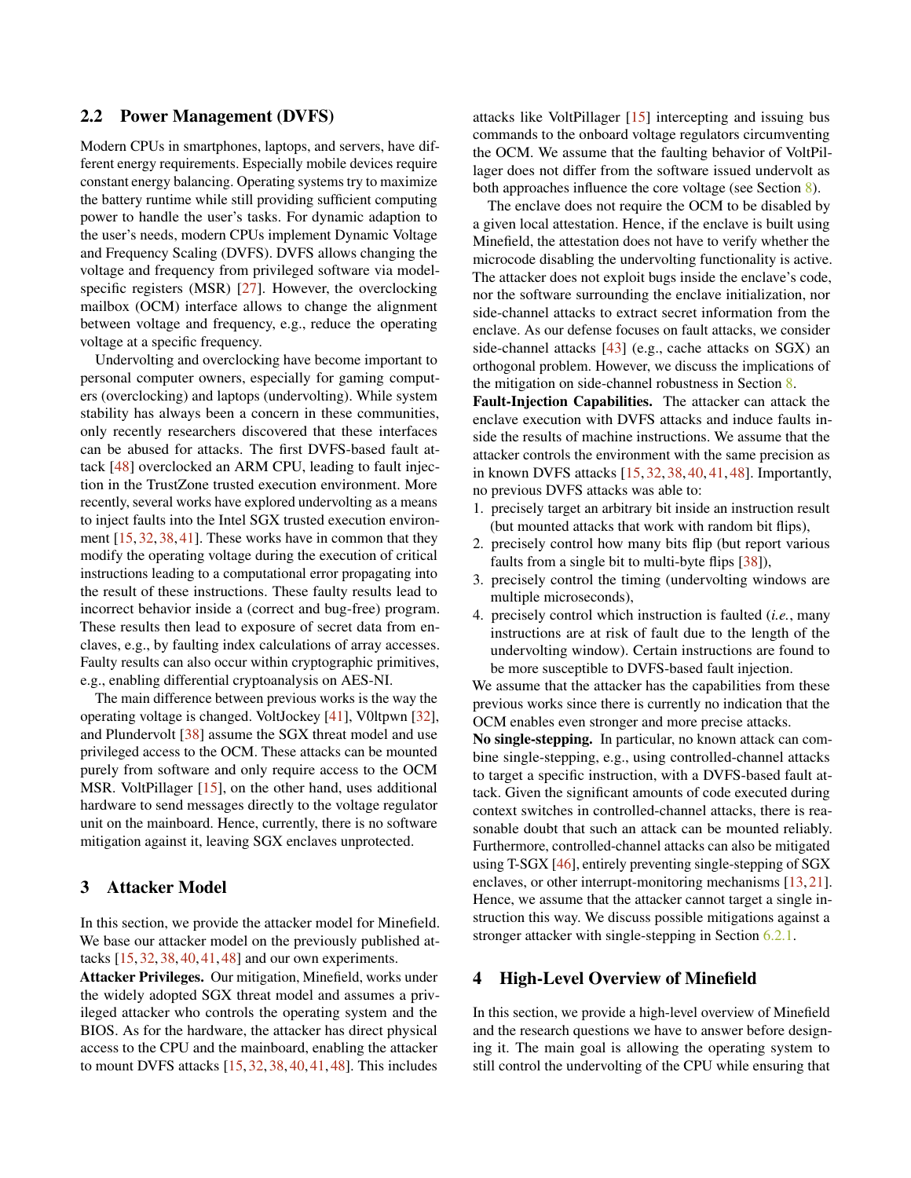## 2.2 Power Management (DVFS)

Modern CPUs in smartphones, laptops, and servers, have different energy requirements. Especially mobile devices require constant energy balancing. Operating systems try to maximize the battery runtime while still providing sufficient computing power to handle the user's tasks. For dynamic adaption to the user's needs, modern CPUs implement Dynamic Voltage and Frequency Scaling (DVFS). DVFS allows changing the voltage and frequency from privileged software via model-specific registers (MSR) [27]. However, the overclocking mailbox (OCM) interface allows to change the alignment between voltage and frequency, e.g., reduce the operating voltage at a specific frequency.

Undervolting and overclocking have become important to personal computer owners, especially for gaming computers (overclocking) and laptops (undervolting). While system stability has always been a concern in these communities, only recently researchers discovered that these interfaces can be abused for attacks. The first DVFS-based fault attack [48] overclocked an ARM CPU, leading to fault injection in the TrustZone trusted execution environment. More recently, several works have explored undervolting as a means to inject faults into the Intel SGX trusted execution environment [15, 32, 38, 41]. These works have in common that they modify the operating voltage during the execution of critical instructions leading to a computational error propagating into the result of these instructions. These faulty results lead to incorrect behavior inside a (correct and bug-free) program. These results then lead to exposure of secret data from enclaves, e.g., by faulting index calculations of array accesses. Faulty results can also occur within cryptographic primitives, e.g., enabling differential cryptoanalysis on AES-NI.

The main difference between previous works is the way the operating voltage is changed. VoltJockey [41], V0ltpwn [32], and Plundervolt [38] assume the SGX threat model and use privileged access to the OCM. These attacks can be mounted purely from software and only require access to the OCM MSR. VoltPillager [15], on the other hand, uses additional hardware to send messages directly to the voltage regulator unit on the mainboard. Hence, currently, there is no software mitigation against it, leaving SGX enclaves unprotected.

# 3 Attacker Model

In this section, we provide the attacker model for Minefield. We base our attacker model on the previously published attacks [15, 32, 38, 40, 41, 48] and our own experiments.

**Attacker Privileges.** Our mitigation, Minefield, works under the widely adopted SGX threat model and assumes a privileged attacker who controls the operating system and the BIOS. As for the hardware, the attacker has direct physical access to the CPU and the mainboard, enabling the attacker to mount DVFS attacks [15, 32, 38, 40, 41, 48]. This includes attacks like VoltPillager [15] intercepting and issuing bus commands to the onboard voltage regulators circumventing the OCM. We assume that the faulting behavior of VoltPillager does not differ from the software issued undervolt as both approaches influence the core voltage (see Section 8).

The enclave does not require the OCM to be disabled by a given local attestation. Hence, if the enclave is built using Minefield, the attestation does not have to verify whether the microcode disabling the undervolting functionality is active. The attacker does not exploit bugs inside the enclave's code, nor the software surrounding the enclave initialization, nor side-channel attacks to extract secret information from the enclave. As our defense focuses on fault attacks, we consider side-channel attacks [43] (e.g., cache attacks on SGX) an orthogonal problem. However, we discuss the implications of the mitigation on side-channel robustness in Section 8.

**Fault-Injection Capabilities.** The attacker can attack the enclave execution with DVFS attacks and induce faults inside the results of machine instructions. We assume that the attacker controls the environment with the same precision as in known DVFS attacks [15, 32, 38, 40, 41, 48]. Importantly, no previous DVFS attacks was able to:

1. precisely target an arbitrary bit inside an instruction result (but mounted attacks that work with random bit flips),
2. precisely control how many bits flip (but report various faults from a single bit to multi-byte flips [38]),
3. precisely control the timing (undervolting windows are multiple microseconds),
4. precisely control which instruction is faulted (*i.e.*, many instructions are at risk of fault due to the length of the undervolting window). Certain instructions are found to be more susceptible to DVFS-based fault injection.

We assume that the attacker has the capabilities from these previous works since there is currently no indication that the OCM enables even stronger and more precise attacks.

**No single-stepping.** In particular, no known attack can combine single-stepping, e.g., using controlled-channel attacks to target a specific instruction, with a DVFS-based fault attack. Given the significant amounts of code executed during context switches in controlled-channel attacks, there is reasonable doubt that such an attack can be mounted reliably. Furthermore, controlled-channel attacks can also be mitigated using T-SGX [46], entirely preventing single-stepping of SGX enclaves, or other interrupt-monitoring mechanisms [13, 21]. Hence, we assume that the attacker cannot target a single instruction this way. We discuss possible mitigations against a stronger attacker with single-stepping in Section 6.2.1.

# 4 High-Level Overview of Minefield

In this section, we provide a high-level overview of Minefield and the research questions we have to answer before designing it. The main goal is allowing the operating system to still control the undervolting of the CPU while ensuring that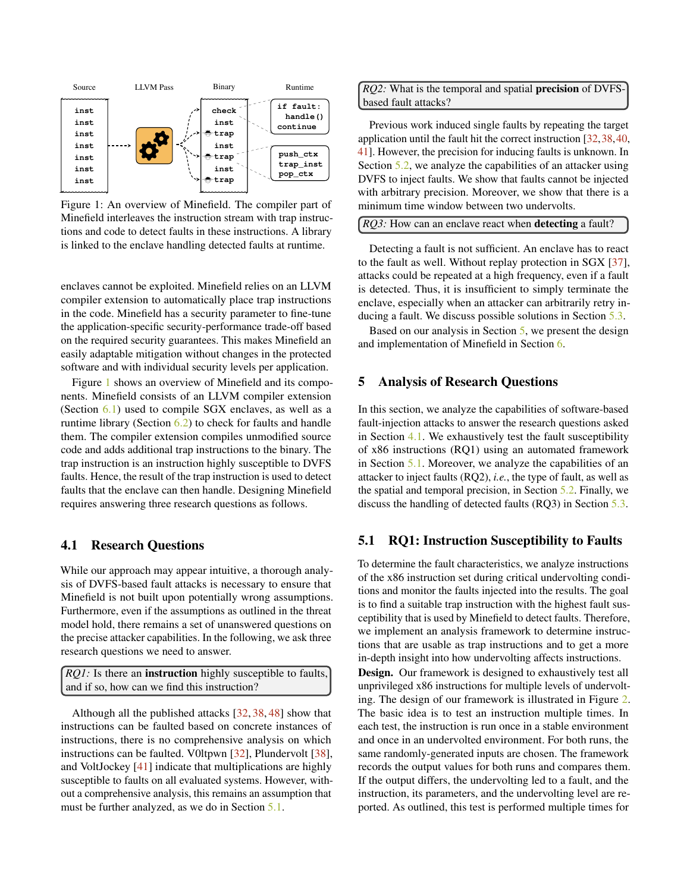Figure 1: An overview of Minefield. The compiler part of Minefield interleaves the instruction stream with trap instructions and code to detect faults in these instructions. A library is linked to the enclave handling detected faults at runtime.

enclaves cannot be exploited. Minefield relies on an LLVM compiler extension to automatically place trap instructions in the code. Minefield has a security parameter to fine-tune the application-specific security-performance trade-off based on the required security guarantees. This makes Minefield an easily adaptable mitigation without changes in the protected software and with individual security levels per application.

Figure 1 shows an overview of Minefield and its components. Minefield consists of an LLVM compiler extension (Section 6.1) used to compile SGX enclaves, as well as a runtime library (Section 6.2) to check for faults and handle them. The compiler extension compiles unmodified source code and adds additional trap instructions to the binary. The trap instruction is an instruction highly susceptible to DVFS faults. Hence, the result of the trap instruction is used to detect faults that the enclave can then handle. Designing Minefield requires answering three research questions as follows.

## 4.1 Research Questions

While our approach may appear intuitive, a thorough analysis of DVFS-based fault attacks is necessary to ensure that Minefield is not built upon potentially wrong assumptions. Furthermore, even if the assumptions as outlined in the threat model hold, there remains a set of unanswered questions on the precise attacker capabilities. In the following, we ask three research questions we need to answer.

> *RQ1:* Is there an **instruction** highly susceptible to faults, and if so, how can we find this instruction?

Although all the published attacks [32, 38, 48] show that instructions can be faulted based on concrete instances of instructions, there is no comprehensive analysis on which instructions can be faulted. V0ltpwn [32], Plundervolt [38], and VoltJockey [41] indicate that multiplications are highly susceptible to faults on all evaluated systems. However, without a comprehensive analysis, this remains an assumption that must be further analyzed, as we do in Section 5.1.

> *RQ2:* What is the temporal and spatial **precision** of DVFS-based fault attacks?

Previous work induced single faults by repeating the target application until the fault hit the correct instruction [32, 38, 40, 41]. However, the precision for inducing faults is unknown. In Section 5.2, we analyze the capabilities of an attacker using DVFS to inject faults. We show that faults cannot be injected with arbitrary precision. Moreover, we show that there is a minimum time window between two undervolts.

> *RQ3:* How can an enclave react when **detecting** a fault?

Detecting a fault is not sufficient. An enclave has to react to the fault as well. Without replay protection in SGX [37], attacks could be repeated at a high frequency, even if a fault is detected. Thus, it is insufficient to simply terminate the enclave, especially when an attacker can arbitrarily retry inducing a fault. We discuss possible solutions in Section 5.3.

Based on our analysis in Section 5, we present the design and implementation of Minefield in Section 6.

# 5 Analysis of Research Questions

In this section, we analyze the capabilities of software-based fault-injection attacks to answer the research questions asked in Section 4.1. We exhaustively test the fault susceptibility of x86 instructions (RQ1) using an automated framework in Section 5.1. Moreover, we analyze the capabilities of an attacker to inject faults (RQ2), *i.e.*, the type of fault, as well as the spatial and temporal precision, in Section 5.2. Finally, we discuss the handling of detected faults (RQ3) in Section 5.3.

## 5.1 RQ1: Instruction Susceptibility to Faults

To determine the fault characteristics, we analyze instructions of the x86 instruction set during critical undervolting conditions and monitor the faults injected into the results. The goal is to find a suitable trap instruction with the highest fault susceptibility that is used by Minefield to detect faults. Therefore, we implement an analysis framework to determine instructions that are usable as trap instructions and to get a more in-depth insight into how undervolting affects instructions.

**Design.** Our framework is designed to exhaustively test all unprivileged x86 instructions for multiple levels of undervolting. The design of our framework is illustrated in Figure 2. The basic idea is to test an instruction multiple times. In each test, the instruction is run once in a stable environment and once in an undervolted environment. For both runs, the same randomly-generated inputs are chosen. The framework records the output values for both runs and compares them. If the output differs, the undervolting led to a fault, and the instruction, its parameters, and the undervolting level are reported. As outlined, this test is performed multiple times for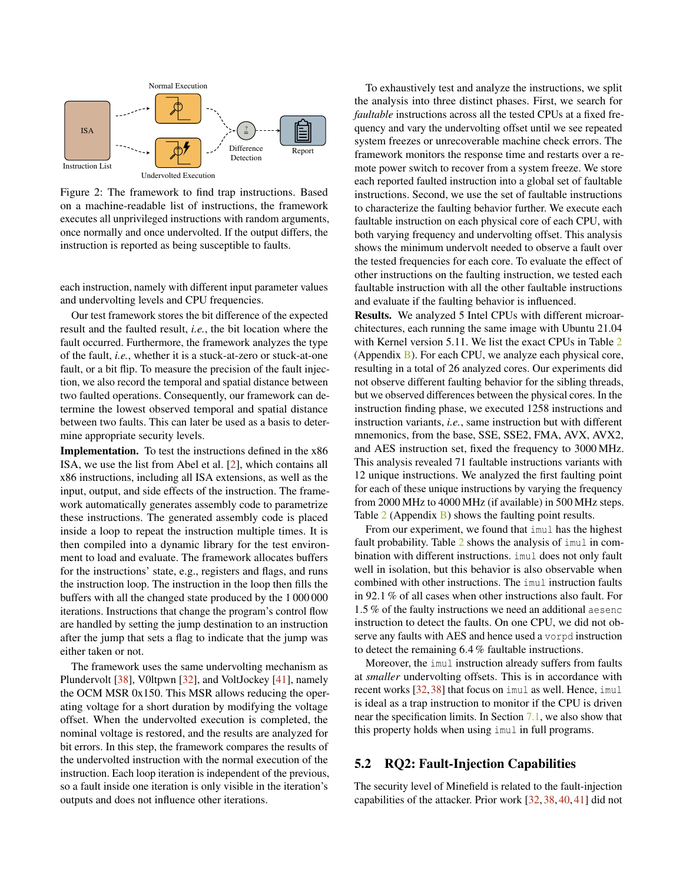Figure 2: The framework to find trap instructions. Based on a machine-readable list of instructions, the framework executes all unprivileged instructions with random arguments, once normally and once undervolted. If the output differs, the instruction is reported as being susceptible to faults.

each instruction, namely with different input parameter values and undervolting levels and CPU frequencies.

Our test framework stores the bit difference of the expected result and the faulted result, *i.e.*, the bit location where the fault occurred. Furthermore, the framework analyzes the type of the fault, *i.e.*, whether it is a stuck-at-zero or stuck-at-one fault, or a bit flip. To measure the precision of the fault injection, we also record the temporal and spatial distance between two faulted operations. Consequently, our framework can determine the lowest observed temporal and spatial distance between two faults. This can later be used as a basis to determine appropriate security levels.

**Implementation.** To test the instructions defined in the x86 ISA, we use the list from Abel et al. [2], which contains all x86 instructions, including all ISA extensions, as well as the input, output, and side effects of the instruction. The framework automatically generates assembly code to parametrize these instructions. The generated assembly code is placed inside a loop to repeat the instruction multiple times. It is then compiled into a dynamic library for the test environment to load and evaluate. The framework allocates buffers for the instructions' state, e.g., registers and flags, and runs the instruction loop. The instruction in the loop then fills the buffers with all the changed state produced by the 1 000 000 iterations. Instructions that change the program's control flow are handled by setting the jump destination to an instruction after the jump that sets a flag to indicate that the jump was either taken or not.

The framework uses the same undervolting mechanism as Plundervolt [38], V0ltpwn [32], and VoltJockey [41], namely the OCM MSR 0x150. This MSR allows reducing the operating voltage for a short duration by modifying the voltage offset. When the undervolted execution is completed, the nominal voltage is restored, and the results are analyzed for bit errors. In this step, the framework compares the results of the undervolted instruction with the normal execution of the instruction. Each loop iteration is independent of the previous, so a fault inside one iteration is only visible in the iteration's outputs and does not influence other iterations.

To exhaustively test and analyze the instructions, we split the analysis into three distinct phases. First, we search for *faultable* instructions across all the tested CPUs at a fixed frequency and vary the undervolting offset until we see repeated system freezes or unrecoverable machine check errors. The framework monitors the response time and restarts over a remote power switch to recover from a system freeze. We store each reported faulted instruction into a global set of faultable instructions. Second, we use the set of faultable instructions to characterize the faulting behavior further. We execute each faultable instruction on each physical core of each CPU, with both varying frequency and undervolting offset. This analysis shows the minimum undervolt needed to observe a fault over the tested frequencies for each core. To evaluate the effect of other instructions on the faulting instruction, we tested each faultable instruction with all the other faultable instructions and evaluate if the faulting behavior is influenced.

**Results.** We analyzed 5 Intel CPUs with different microarchitectures, each running the same image with Ubuntu 21.04 with Kernel version 5.11. We list the exact CPUs in Table 2 (Appendix B). For each CPU, we analyze each physical core, resulting in a total of 26 analyzed cores. Our experiments did not observe different faulting behavior for the sibling threads, but we observed differences between the physical cores. In the instruction finding phase, we executed 1258 instructions and instruction variants, *i.e.*, same instruction but with different mnemonics, from the base, SSE, SSE2, FMA, AVX, AVX2, and AES instruction set, fixed the frequency to 3000 MHz. This analysis revealed 71 faultable instructions variants with 12 unique instructions. We analyzed the first faulting point for each of these unique instructions by varying the frequency from 2000 MHz to 4000 MHz (if available) in 500 MHz steps. Table 2 (Appendix B) shows the faulting point results.

From our experiment, we found that `imul` has the highest fault probability. Table 2 shows the analysis of `imul` in combination with different instructions. `imul` does not only fault well in isolation, but this behavior is also observable when combined with other instructions. The `imul` instruction faults in 92.1 % of all cases when other instructions also fault. For 1.5 % of the faulty instructions we need an additional `aesenc` instruction to detect the faults. On one CPU, we did not observe any faults with AES and hence used a `vorpd` instruction to detect the remaining 6.4 % faultable instructions.

Moreover, the `imul` instruction already suffers from faults at *smaller* undervolting offsets. This is in accordance with recent works [32, 38] that focus on `imul` as well. Hence, `imul` is ideal as a trap instruction to monitor if the CPU is driven near the specification limits. In Section 7.1, we also show that this property holds when using `imul` in full programs.

## 5.2 RQ2: Fault-Injection Capabilities

The security level of Minefield is related to the fault-injection capabilities of the attacker. Prior work [32, 38, 40, 41] did not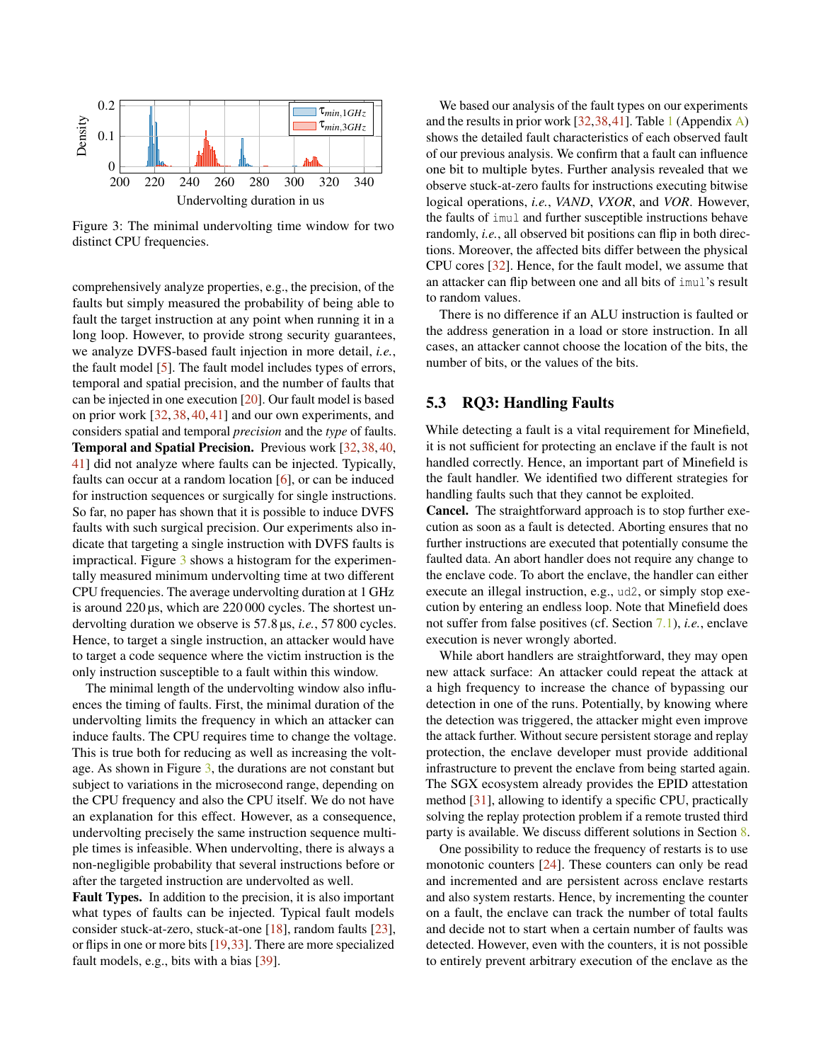Figure 3: The minimal undervolting time window for two distinct CPU frequencies.

comprehensively analyze properties, e.g., the precision, of the faults but simply measured the probability of being able to fault the target instruction at any point when running it in a long loop. However, to provide strong security guarantees, we analyze DVFS-based fault injection in more detail, *i.e.*, the fault model [5]. The fault model includes types of errors, temporal and spatial precision, and the number of faults that can be injected in one execution [20]. Our fault model is based on prior work [32, 38, 40, 41] and our own experiments, and considers spatial and temporal *precision* and the *type* of faults.

**Temporal and Spatial Precision.** Previous work [32, 38, 40, 41] did not analyze where faults can be injected. Typically, faults can occur at a random location [6], or can be induced for instruction sequences or surgically for single instructions. So far, no paper has shown that it is possible to induce DVFS faults with such surgical precision. Our experiments also indicate that targeting a single instruction with DVFS faults is impractical. Figure 3 shows a histogram for the experimentally measured minimum undervolting time at two different CPU frequencies. The average undervolting duration at 1 GHz is around 220 µs, which are 220 000 cycles. The shortest undervolting duration we observe is 57.8 µs, *i.e.*, 57 800 cycles. Hence, to target a single instruction, an attacker would have to target a code sequence where the victim instruction is the only instruction susceptible to a fault within this window.

The minimal length of the undervolting window also influences the timing of faults. First, the minimal duration of the undervolting limits the frequency in which an attacker can induce faults. The CPU requires time to change the voltage. This is true both for reducing as well as increasing the voltage. As shown in Figure 3, the durations are not constant but subject to variations in the microsecond range, depending on the CPU frequency and also the CPU itself. We do not have an explanation for this effect. However, as a consequence, undervolting precisely the same instruction sequence multiple times is infeasible. When undervolting, there is always a non-negligible probability that several instructions before or after the targeted instruction are undervolted as well.

**Fault Types.** In addition to the precision, it is also important what types of faults can be injected. Typical fault models consider stuck-at-zero, stuck-at-one [18], random faults [23], or flips in one or more bits [19, 33]. There are more specialized fault models, e.g., bits with a bias [39].

We based our analysis of the fault types on our experiments and the results in prior work [32, 38, 41]. Table 1 (Appendix A) shows the detailed fault characteristics of each observed fault of our previous analysis. We confirm that a fault can influence one bit to multiple bytes. Further analysis revealed that we observe stuck-at-zero faults for instructions executing bitwise logical operations, *i.e.*, *VAND*, *VXOR*, and *VOR*. However, the faults of `imul` and further susceptible instructions behave randomly, *i.e.*, all observed bit positions can flip in both directions. Moreover, the affected bits differ between the physical CPU cores [32]. Hence, for the fault model, we assume that an attacker can flip between one and all bits of `imul`'s result to random values.

There is no difference if an ALU instruction is faulted or the address generation in a load or store instruction. In all cases, an attacker cannot choose the location of the bits, the number of bits, or the values of the bits.

## 5.3 RQ3: Handling Faults

While detecting a fault is a vital requirement for Minefield, it is not sufficient for protecting an enclave if the fault is not handled correctly. Hence, an important part of Minefield is the fault handler. We identified two different strategies for handling faults such that they cannot be exploited.

**Cancel.** The straightforward approach is to stop further execution as soon as a fault is detected. Aborting ensures that no further instructions are executed that potentially consume the faulted data. An abort handler does not require any change to the enclave code. To abort the enclave, the handler can either execute an illegal instruction, e.g., `ud2`, or simply stop execution by entering an endless loop. Note that Minefield does not suffer from false positives (cf. Section 7.1), *i.e.*, enclave execution is never wrongly aborted.

While abort handlers are straightforward, they may open new attack surface: An attacker could repeat the attack at a high frequency to increase the chance of bypassing our detection in one of the runs. Potentially, by knowing where the detection was triggered, the attacker might even improve the attack further. Without secure persistent storage and replay protection, the enclave developer must provide additional infrastructure to prevent the enclave from being started again. The SGX ecosystem already provides the EPID attestation method [31], allowing to identify a specific CPU, practically solving the replay protection problem if a remote trusted third party is available. We discuss different solutions in Section 8.

One possibility to reduce the frequency of restarts is to use monotonic counters [24]. These counters can only be read and incremented and are persistent across enclave restarts and also system restarts. Hence, by incrementing the counter on a fault, the enclave can track the number of total faults and decide not to start when a certain number of faults was detected. However, even with the counters, it is not possible to entirely prevent arbitrary execution of the enclave as the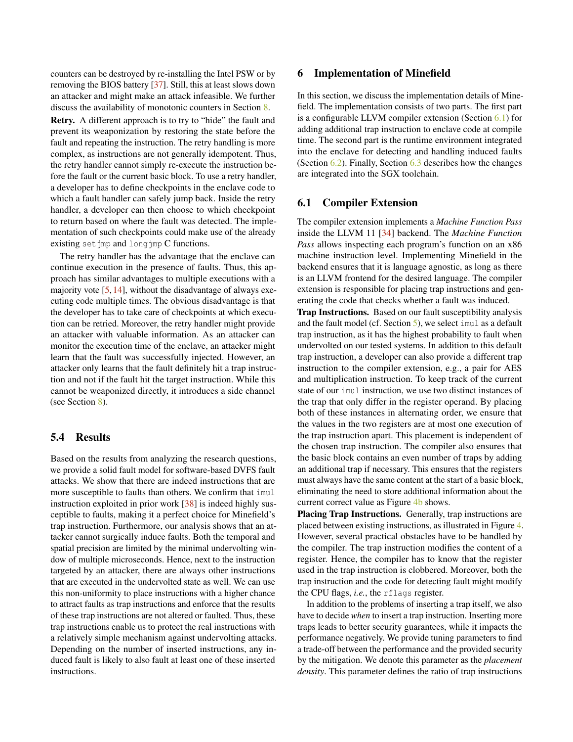counters can be destroyed by re-installing the Intel PSW or by removing the BIOS battery [37]. Still, this at least slows down an attacker and might make an attack infeasible. We further discuss the availability of monotonic counters in Section 8.

**Retry.** A different approach is to try to "hide" the fault and prevent its weaponization by restoring the state before the fault and repeating the instruction. The retry handling is more complex, as instructions are not generally idempotent. Thus, the retry handler cannot simply re-execute the instruction before the fault or the current basic block. To use a retry handler, a developer has to define checkpoints in the enclave code to which a fault handler can safely jump back. Inside the retry handler, a developer can then choose to which checkpoint to return based on where the fault was detected. The implementation of such checkpoints could make use of the already existing `setjmp` and `longjmp` C functions.

The retry handler has the advantage that the enclave can continue execution in the presence of faults. Thus, this approach has similar advantages to multiple executions with a majority vote [5, 14], without the disadvantage of always executing code multiple times. The obvious disadvantage is that the developer has to take care of checkpoints at which execution can be retried. Moreover, the retry handler might provide an attacker with valuable information. As an attacker can monitor the execution time of the enclave, an attacker might learn that the fault was successfully injected. However, an attacker only learns that the fault definitely hit a trap instruction and not if the fault hit the target instruction. While this cannot be weaponized directly, it introduces a side channel (see Section 8).

### 5.4 Results

Based on the results from analyzing the research questions, we provide a solid fault model for software-based DVFS fault attacks. We show that there are indeed instructions that are more susceptible to faults than others. We confirm that `imul` instruction exploited in prior work [38] is indeed highly susceptible to faults, making it a perfect choice for Minefield's trap instruction. Furthermore, our analysis shows that an attacker cannot surgically induce faults. Both the temporal and spatial precision are limited by the minimal undervolting window of multiple microseconds. Hence, next to the instruction targeted by an attacker, there are always other instructions that are executed in the undervolted state as well. We can use this non-uniformity to place instructions with a higher chance to attract faults as trap instructions and enforce that the results of these trap instructions are not altered or faulted. Thus, these trap instructions enable us to protect the real instructions with a relatively simple mechanism against undervolting attacks. Depending on the number of inserted instructions, any induced fault is likely to also fault at least one of these inserted instructions.

## 6 Implementation of Minefield

In this section, we discuss the implementation details of Minefield. The implementation consists of two parts. The first part is a configurable LLVM compiler extension (Section 6.1) for adding additional trap instruction to enclave code at compile time. The second part is the runtime environment integrated into the enclave for detecting and handling induced faults (Section 6.2). Finally, Section 6.3 describes how the changes are integrated into the SGX toolchain.

### 6.1 Compiler Extension

The compiler extension implements a *Machine Function Pass* inside the LLVM 11 [34] backend. The *Machine Function Pass* allows inspecting each program's function on an x86 machine instruction level. Implementing Minefield in the backend ensures that it is language agnostic, as long as there is an LLVM frontend for the desired language. The compiler extension is responsible for placing trap instructions and generating the code that checks whether a fault was induced.

**Trap Instructions.** Based on our fault susceptibility analysis and the fault model (cf. Section 5), we select `imul` as a default trap instruction, as it has the highest probability to fault when undervolted on our tested systems. In addition to this default trap instruction, a developer can also provide a different trap instruction to the compiler extension, e.g., a pair for AES and multiplication instruction. To keep track of the current state of our `imul` instruction, we use two distinct instances of the trap that only differ in the register operand. By placing both of these instances in alternating order, we ensure that the values in the two registers are at most one execution of the trap instruction apart. This placement is independent of the chosen trap instruction. The compiler also ensures that the basic block contains an even number of traps by adding an additional trap if necessary. This ensures that the registers must always have the same content at the start of a basic block, eliminating the need to store additional information about the current correct value as Figure 4b shows.

**Placing Trap Instructions.** Generally, trap instructions are placed between existing instructions, as illustrated in Figure 4. However, several practical obstacles have to be handled by the compiler. The trap instruction modifies the content of a register. Hence, the compiler has to know that the register used in the trap instruction is clobbered. Moreover, both the trap instruction and the code for detecting fault might modify the CPU flags, *i.e.*, the `rflags` register.

In addition to the problems of inserting a trap itself, we also have to decide *when* to insert a trap instruction. Inserting more traps leads to better security guarantees, while it impacts the performance negatively. We provide tuning parameters to find a trade-off between the performance and the provided security by the mitigation. We denote this parameter as the *placement density*. This parameter defines the ratio of trap instructions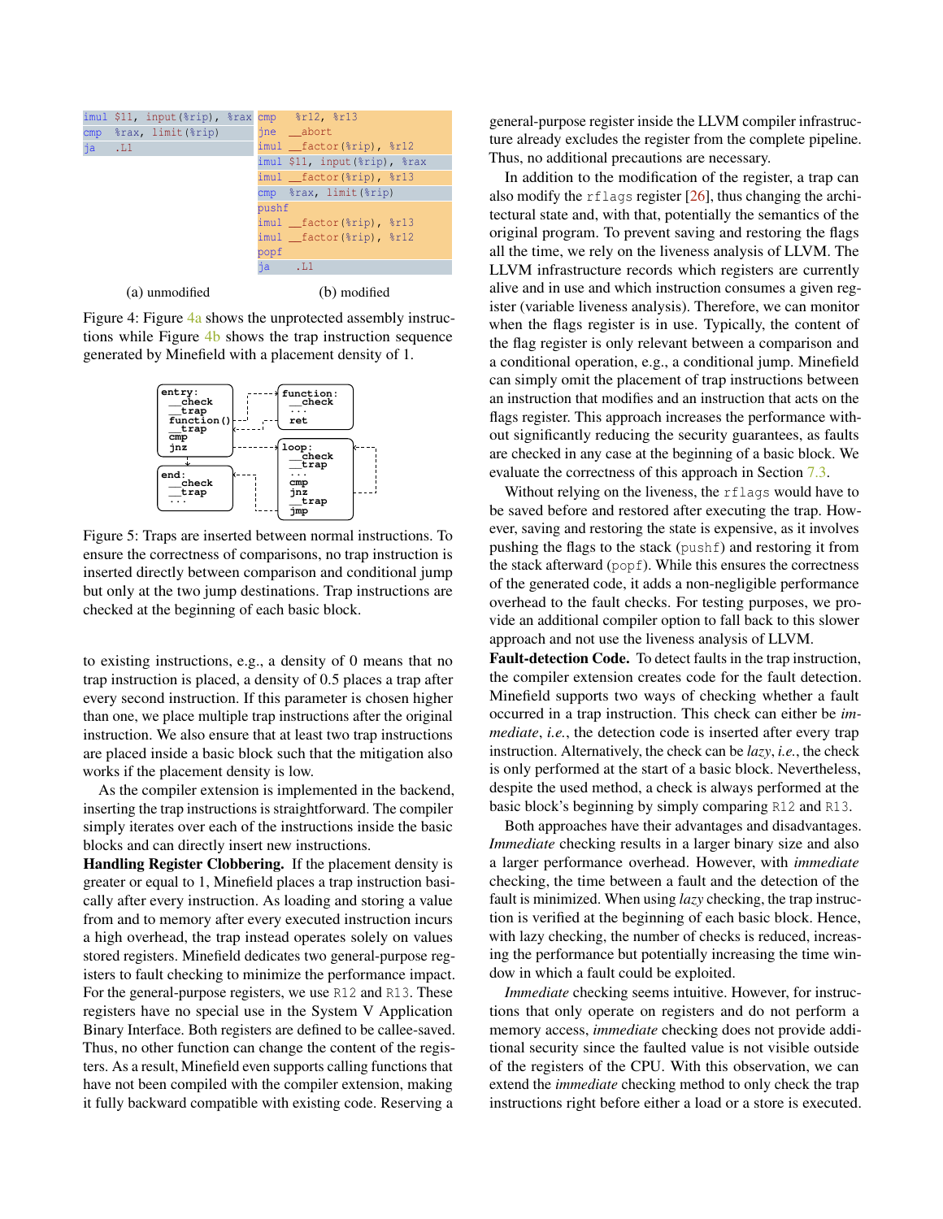```
imul $11, input(%rip), %rax
cmp  %rax, limit(%rip)
ja   .L1
```

(a) unmodified

```
cmp   %r12, %r13
jne   __abort
imul  __factor(%rip), %r12
imul  $11, input(%rip), %rax
imul  __factor(%rip), %r13
cmp   %rax, limit(%rip)
pushf
imul  __factor(%rip), %r13
imul  __factor(%rip), %r12
popf
ja    .L1
```

(b) modified

Figure 4: Figure 4a shows the unprotected assembly instructions while Figure 4b shows the trap instruction sequence generated by Minefield with a placement density of 1.

```
entry:                 function:
  __check                __check
  __trap                 ...
function()               ret
  __trap
cmp
jnz                    loop:
                         __check
end:                     __trap
  __check                ...
  __trap                 cmp
  ...                    jnz
                           __trap
                         jmp
```

Figure 5: Traps are inserted between normal instructions. To ensure the correctness of comparisons, no trap instruction is inserted directly between comparison and conditional jump but only at the two jump destinations. Trap instructions are checked at the beginning of each basic block.

to existing instructions, e.g., a density of 0 means that no trap instruction is placed, a density of 0.5 places a trap after every second instruction. If this parameter is chosen higher than one, we place multiple trap instructions after the original instruction. We also ensure that at least two trap instructions are placed inside a basic block such that the mitigation also works if the placement density is low.

As the compiler extension is implemented in the backend, inserting the trap instructions is straightforward. The compiler simply iterates over each of the instructions inside the basic blocks and can directly insert new instructions.

**Handling Register Clobbering.** If the placement density is greater or equal to 1, Minefield places a trap instruction basically after every instruction. As loading and storing a value from and to memory after every executed instruction incurs a high overhead, the trap instead operates solely on values stored registers. Minefield dedicates two general-purpose registers to fault checking to minimize the performance impact. For the general-purpose registers, we use R12 and R13. These registers have no special use in the System V Application Binary Interface. Both registers are defined to be callee-saved. Thus, no other function can change the content of the registers. As a result, Minefield even supports calling functions that have not been compiled with the compiler extension, making it fully backward compatible with existing code. Reserving a general-purpose register inside the LLVM compiler infrastructure already excludes the register from the complete pipeline. Thus, no additional precautions are necessary.

In addition to the modification of the register, a trap can also modify the rflags register [26], thus changing the architectural state and, with that, potentially the semantics of the original program. To prevent saving and restoring the flags all the time, we rely on the liveness analysis of LLVM. The LLVM infrastructure records which registers are currently alive and in use and which instruction consumes a given register (variable liveness analysis). Therefore, we can monitor when the flags register is in use. Typically, the content of the flag register is only relevant between a comparison and a conditional operation, e.g., a conditional jump. Minefield can simply omit the placement of trap instructions between an instruction that modifies and an instruction that acts on the flags register. This approach increases the performance without significantly reducing the security guarantees, as faults are checked in any case at the beginning of a basic block. We evaluate the correctness of this approach in Section 7.3.

Without relying on the liveness, the rflags would have to be saved before and restored after executing the trap. However, saving and restoring the state is expensive, as it involves pushing the flags to the stack (pushf) and restoring it from the stack afterward (popf). While this ensures the correctness of the generated code, it adds a non-negligible performance overhead to the fault checks. For testing purposes, we provide an additional compiler option to fall back to this slower approach and not use the liveness analysis of LLVM.

**Fault-detection Code.** To detect faults in the trap instruction, the compiler extension creates code for the fault detection. Minefield supports two ways of checking whether a fault occurred in a trap instruction. This check can either be *immediate*, *i.e.*, the detection code is inserted after every trap instruction. Alternatively, the check can be *lazy*, *i.e.*, the check is only performed at the start of a basic block. Nevertheless, despite the used method, a check is always performed at the basic block's beginning by simply comparing R12 and R13.

Both approaches have their advantages and disadvantages. *Immediate* checking results in a larger binary size and also a larger performance overhead. However, with *immediate* checking, the time between a fault and the detection of the fault is minimized. When using *lazy* checking, the trap instruction is verified at the beginning of each basic block. Hence, with lazy checking, the number of checks is reduced, increasing the performance but potentially increasing the time window in which a fault could be exploited.

*Immediate* checking seems intuitive. However, for instructions that only operate on registers and do not perform a memory access, *immediate* checking does not provide additional security since the faulted value is not visible outside of the registers of the CPU. With this observation, we can extend the *immediate* checking method to only check the trap instructions right before either a load or a store is executed.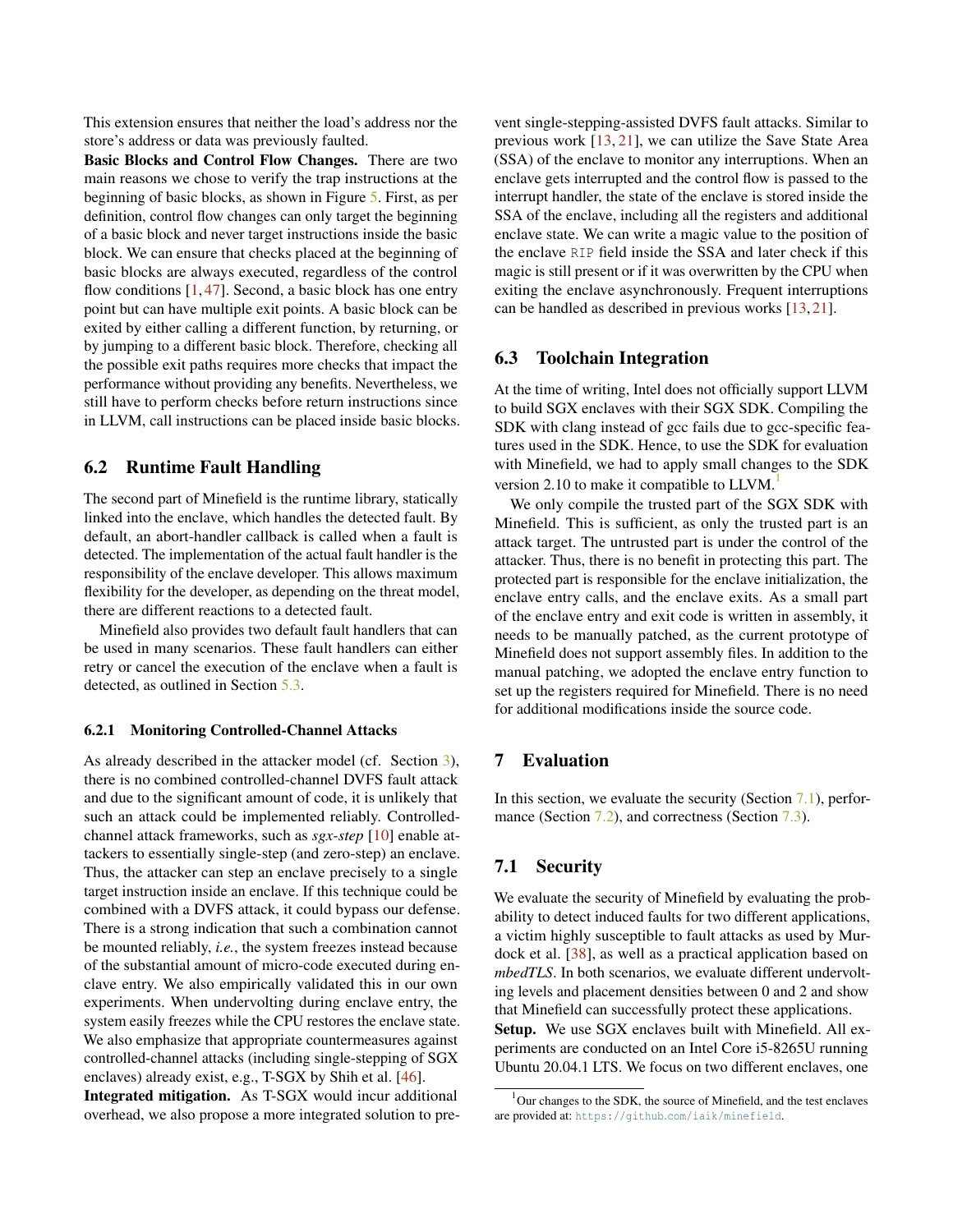This extension ensures that neither the load's address nor the store's address or data was previously faulted.

**Basic Blocks and Control Flow Changes.** There are two main reasons we chose to verify the trap instructions at the beginning of basic blocks, as shown in Figure 5. First, as per definition, control flow changes can only target the beginning of a basic block and never target instructions inside the basic block. We can ensure that checks placed at the beginning of basic blocks are always executed, regardless of the control flow conditions [1, 47]. Second, a basic block has one entry point but can have multiple exit points. A basic block can be exited by either calling a different function, by returning, or by jumping to a different basic block. Therefore, checking all the possible exit paths requires more checks that impact the performance without providing any benefits. Nevertheless, we still have to perform checks before return instructions since in LLVM, call instructions can be placed inside basic blocks.

## 6.2 Runtime Fault Handling

The second part of Minefield is the runtime library, statically linked into the enclave, which handles the detected fault. By default, an abort-handler callback is called when a fault is detected. The implementation of the actual fault handler is the responsibility of the enclave developer. This allows maximum flexibility for the developer, as depending on the threat model, there are different reactions to a detected fault.

Minefield also provides two default fault handlers that can be used in many scenarios. These fault handlers can either retry or cancel the execution of the enclave when a fault is detected, as outlined in Section 5.3.

### 6.2.1 Monitoring Controlled-Channel Attacks

As already described in the attacker model (cf. Section 3), there is no combined controlled-channel DVFS fault attack and due to the significant amount of code, it is unlikely that such an attack could be implemented reliably. Controlled-channel attack frameworks, such as *sgx-step* [10] enable attackers to essentially single-step (and zero-step) an enclave. Thus, the attacker can step an enclave precisely to a single target instruction inside an enclave. If this technique could be combined with a DVFS attack, it could bypass our defense. There is a strong indication that such a combination cannot be mounted reliably, *i.e.*, the system freezes instead because of the substantial amount of micro-code executed during enclave entry. We also empirically validated this in our own experiments. When undervolting during enclave entry, the system easily freezes while the CPU restores the enclave state. We also emphasize that appropriate countermeasures against controlled-channel attacks (including single-stepping of SGX enclaves) already exist, e.g., T-SGX by Shih et al. [46].

**Integrated mitigation.** As T-SGX would incur additional overhead, we also propose a more integrated solution to prevent single-stepping-assisted DVFS fault attacks. Similar to previous work [13, 21], we can utilize the Save State Area (SSA) of the enclave to monitor any interruptions. When an enclave gets interrupted and the control flow is passed to the interrupt handler, the state of the enclave is stored inside the SSA of the enclave, including all the registers and additional enclave state. We can write a magic value to the position of the enclave `RIP` field inside the SSA and later check if this magic is still present or if it was overwritten by the CPU when exiting the enclave asynchronously. Frequent interruptions can be handled as described in previous works [13, 21].

## 6.3 Toolchain Integration

At the time of writing, Intel does not officially support LLVM to build SGX enclaves with their SGX SDK. Compiling the SDK with clang instead of gcc fails due to gcc-specific features used in the SDK. Hence, to use the SDK for evaluation with Minefield, we had to apply small changes to the SDK version 2.10 to make it compatible to LLVM.[1]

We only compile the trusted part of the SGX SDK with Minefield. This is sufficient, as only the trusted part is an attack target. The untrusted part is under the control of the attacker. Thus, there is no benefit in protecting this part. The protected part is responsible for the enclave initialization, the enclave entry calls, and the enclave exits. As a small part of the enclave entry and exit code is written in assembly, it needs to be manually patched, as the current prototype of Minefield does not support assembly files. In addition to the manual patching, we adopted the enclave entry function to set up the registers required for Minefield. There is no need for additional modifications inside the source code.

# 7 Evaluation

In this section, we evaluate the security (Section 7.1), performance (Section 7.2), and correctness (Section 7.3).

## 7.1 Security

We evaluate the security of Minefield by evaluating the probability to detect induced faults for two different applications, a victim highly susceptible to fault attacks as used by Murdock et al. [38], as well as a practical application based on *mbedTLS*. In both scenarios, we evaluate different undervolting levels and placement densities between 0 and 2 and show that Minefield can successfully protect these applications.

**Setup.** We use SGX enclaves built with Minefield. All experiments are conducted on an Intel Core i5-8265U running Ubuntu 20.04.1 LTS. We focus on two different enclaves, one

[1] Our changes to the SDK, the source of Minefield, and the test enclaves are provided at: https://github.com/iaik/minefield.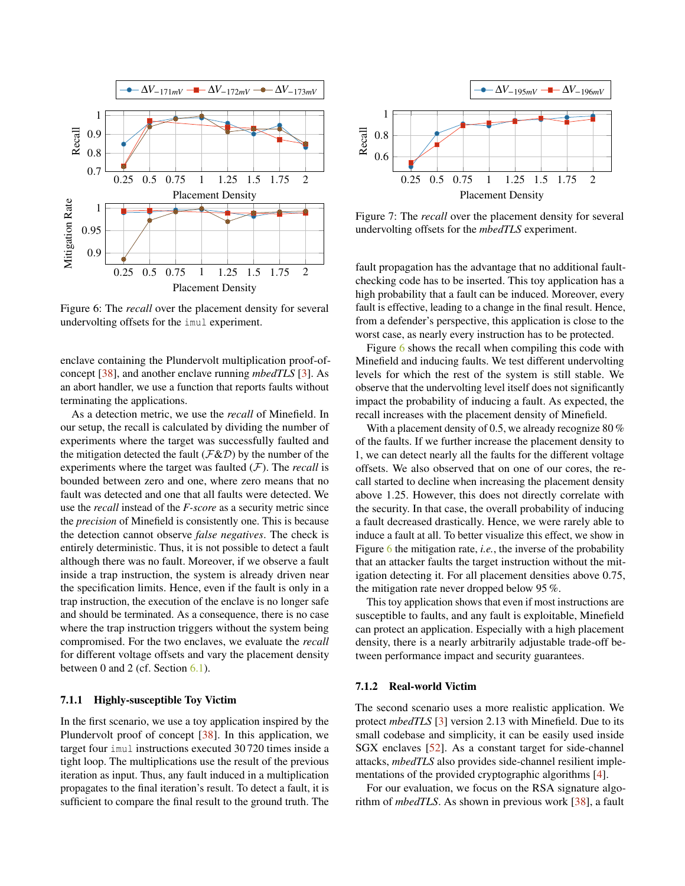Figure 6: The *recall* over the placement density for several undervolting offsets for the `imul` experiment.

Figure 7: The *recall* over the placement density for several undervolting offsets for the *mbedTLS* experiment.

enclave containing the Plundervolt multiplication proof-of-concept [38], and another enclave running *mbedTLS* [3]. As an abort handler, we use a function that reports faults without terminating the applications.

As a detection metric, we use the *recall* of Minefield. In our setup, the recall is calculated by dividing the number of experiments where the target was successfully faulted and the mitigation detected the fault ($\mathcal{F}\&\mathcal{D}$) by the number of the experiments where the target was faulted ($\mathcal{F}$). The *recall* is bounded between zero and one, where zero means that no fault was detected and one that all faults were detected. We use the *recall* instead of the *F-score* as a security metric since the *precision* of Minefield is consistently one. This is because the detection cannot observe *false negatives*. The check is entirely deterministic. Thus, it is not possible to detect a fault although there was no fault. Moreover, if we observe a fault inside a trap instruction, the system is already driven near the specification limits. Hence, even if the fault is only in a trap instruction, the execution of the enclave is no longer safe and should be terminated. As a consequence, there is no case where the trap instruction triggers without the system being compromised. For the two enclaves, we evaluate the *recall* for different voltage offsets and vary the placement density between 0 and 2 (cf. Section 6.1).

### 7.1.1 Highly-susceptible Toy Victim

In the first scenario, we use a toy application inspired by the Plundervolt proof of concept [38]. In this application, we target four `imul` instructions executed 30 720 times inside a tight loop. The multiplications use the result of the previous iteration as input. Thus, any fault induced in a multiplication propagates to the final iteration's result. To detect a fault, it is sufficient to compare the final result to the ground truth. The fault propagation has the advantage that no additional fault-checking code has to be inserted. This toy application has a high probability that a fault can be induced. Moreover, every fault is effective, leading to a change in the final result. Hence, from a defender's perspective, this application is close to the worst case, as nearly every instruction has to be protected.

Figure 6 shows the recall when compiling this code with Minefield and inducing faults. We test different undervolting levels for which the rest of the system is still stable. We observe that the undervolting level itself does not significantly impact the probability of inducing a fault. As expected, the recall increases with the placement density of Minefield.

With a placement density of 0.5, we already recognize 80 % of the faults. If we further increase the placement density to 1, we can detect nearly all the faults for the different voltage offsets. We also observed that on one of our cores, the recall started to decline when increasing the placement density above 1.25. However, this does not directly correlate with the security. In that case, the overall probability of inducing a fault decreased drastically. Hence, we were rarely able to induce a fault at all. To better visualize this effect, we show in Figure 6 the mitigation rate, *i.e.*, the inverse of the probability that an attacker faults the target instruction without the mitigation detecting it. For all placement densities above 0.75, the mitigation rate never dropped below 95 %.

This toy application shows that even if most instructions are susceptible to faults, and any fault is exploitable, Minefield can protect an application. Especially with a high placement density, there is a nearly arbitrarily adjustable trade-off between performance impact and security guarantees.

### 7.1.2 Real-world Victim

The second scenario uses a more realistic application. We protect *mbedTLS* [3] version 2.13 with Minefield. Due to its small codebase and simplicity, it can be easily used inside SGX enclaves [52]. As a constant target for side-channel attacks, *mbedTLS* also provides side-channel resilient implementations of the provided cryptographic algorithms [4].

For our evaluation, we focus on the RSA signature algorithm of *mbedTLS*. As shown in previous work [38], a fault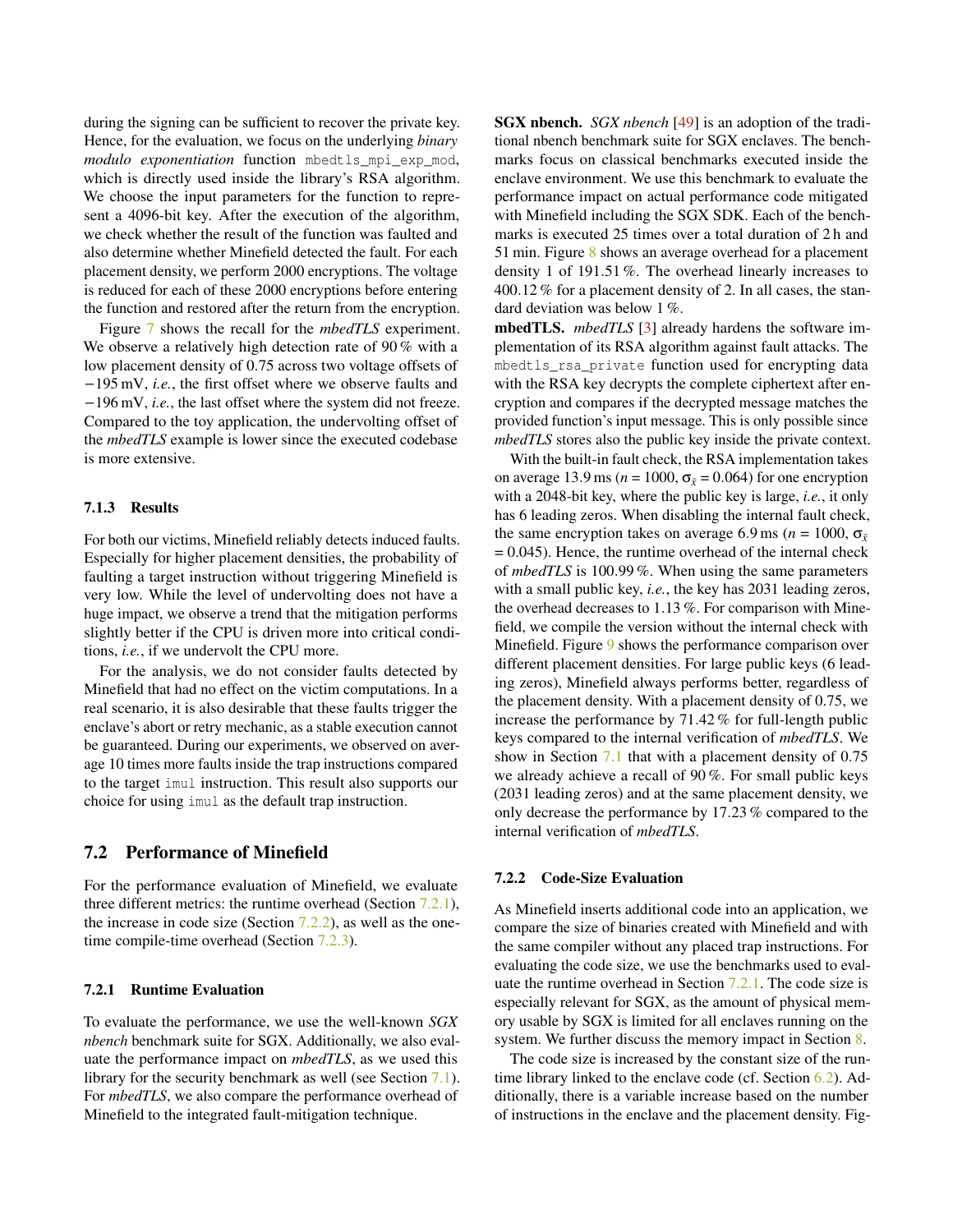during the signing can be sufficient to recover the private key. Hence, for the evaluation, we focus on the underlying *binary modulo exponentiation* function `mbedtls_mpi_exp_mod`, which is directly used inside the library's RSA algorithm. We choose the input parameters for the function to represent a 4096-bit key. After the execution of the algorithm, we check whether the result of the function was faulted and also determine whether Minefield detected the fault. For each placement density, we perform 2000 encryptions. The voltage is reduced for each of these 2000 encryptions before entering the function and restored after the return from the encryption.

Figure 7 shows the recall for the *mbedTLS* experiment. We observe a relatively high detection rate of 90 % with a low placement density of 0.75 across two voltage offsets of −195 mV, *i.e.*, the first offset where we observe faults and −196 mV, *i.e.*, the last offset where the system did not freeze. Compared to the toy application, the undervolting offset of the *mbedTLS* example is lower since the executed codebase is more extensive.

### 7.1.3 Results

For both our victims, Minefield reliably detects induced faults. Especially for higher placement densities, the probability of faulting a target instruction without triggering Minefield is very low. While the level of undervolting does not have a huge impact, we observe a trend that the mitigation performs slightly better if the CPU is driven more into critical conditions, *i.e.*, if we undervolt the CPU more.

For the analysis, we do not consider faults detected by Minefield that had no effect on the victim computations. In a real scenario, it is also desirable that these faults trigger the enclave's abort or retry mechanic, as a stable execution cannot be guaranteed. During our experiments, we observed on average 10 times more faults inside the trap instructions compared to the target `imul` instruction. This result also supports our choice for using `imul` as the default trap instruction.

## 7.2 Performance of Minefield

For the performance evaluation of Minefield, we evaluate three different metrics: the runtime overhead (Section 7.2.1), the increase in code size (Section 7.2.2), as well as the one-time compile-time overhead (Section 7.2.3).

### 7.2.1 Runtime Evaluation

To evaluate the performance, we use the well-known *SGX nbench* benchmark suite for SGX. Additionally, we also evaluate the performance impact on *mbedTLS*, as we used this library for the security benchmark as well (see Section 7.1). For *mbedTLS*, we also compare the performance overhead of Minefield to the integrated fault-mitigation technique.

**SGX nbench.** *SGX nbench* [49] is an adoption of the traditional nbench benchmark suite for SGX enclaves. The benchmarks focus on classical benchmarks executed inside the enclave environment. We use this benchmark to evaluate the performance impact on actual performance code mitigated with Minefield including the SGX SDK. Each of the benchmarks is executed 25 times over a total duration of 2 h and 51 min. Figure 8 shows an average overhead for a placement density 1 of 191.51 %. The overhead linearly increases to 400.12 % for a placement density of 2. In all cases, the standard deviation was below 1 %.

**mbedTLS.** *mbedTLS* [3] already hardens the software implementation of its RSA algorithm against fault attacks. The `mbedtls_rsa_private` function used for encrypting data with the RSA key decrypts the complete ciphertext after encryption and compares if the decrypted message matches the provided function's input message. This is only possible since *mbedTLS* stores also the public key inside the private context.

With the built-in fault check, the RSA implementation takes on average 13.9 ms ($n$ = 1000, $\sigma_{\bar{x}}$ = 0.064) for one encryption with a 2048-bit key, where the public key is large, *i.e.*, it only has 6 leading zeros. When disabling the internal fault check, the same encryption takes on average 6.9 ms ($n$ = 1000, $\sigma_{\bar{x}}$ = 0.045). Hence, the runtime overhead of the internal check of *mbedTLS* is 100.99 %. When using the same parameters with a small public key, *i.e.*, the key has 2031 leading zeros, the overhead decreases to 1.13 %. For comparison with Minefield, we compile the version without the internal check with Minefield. Figure 9 shows the performance comparison over different placement densities. For large public keys (6 leading zeros), Minefield always performs better, regardless of the placement density. With a placement density of 0.75, we increase the performance by 71.42 % for full-length public keys compared to the internal verification of *mbedTLS*. We show in Section 7.1 that with a placement density of 0.75 we already achieve a recall of 90 %. For small public keys (2031 leading zeros) and at the same placement density, we only decrease the performance by 17.23 % compared to the internal verification of *mbedTLS*.

### 7.2.2 Code-Size Evaluation

As Minefield inserts additional code into an application, we compare the size of binaries created with Minefield and with the same compiler without any placed trap instructions. For evaluating the code size, we use the benchmarks used to evaluate the runtime overhead in Section 7.2.1. The code size is especially relevant for SGX, as the amount of physical memory usable by SGX is limited for all enclaves running on the system. We further discuss the memory impact in Section 8.

The code size is increased by the constant size of the runtime library linked to the enclave code (cf. Section 6.2). Additionally, there is a variable increase based on the number of instructions in the enclave and the placement density. Fig-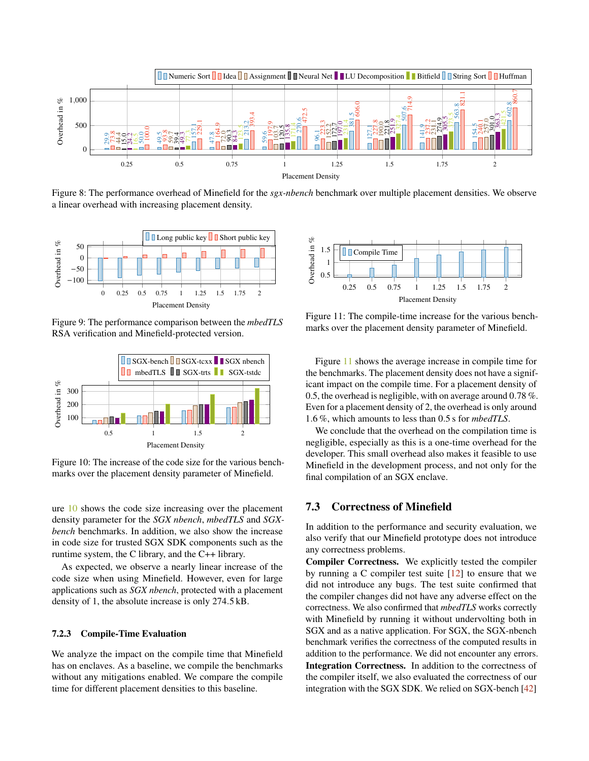Figure 8: The performance overhead of Minefield for the *sgx-nbench* benchmark over multiple placement densities. We observe a linear overhead with increasing placement density.

Figure 9: The performance comparison between the *mbedTLS* RSA verification and Minefield-protected version.

Figure 10: The increase of the code size for the various benchmarks over the placement density parameter of Minefield.

ure 10 shows the code size increasing over the placement density parameter for the *SGX nbench*, *mbedTLS* and *SGX-bench* benchmarks. In addition, we also show the increase in code size for trusted SGX SDK components such as the runtime system, the C library, and the C++ library.

As expected, we observe a nearly linear increase of the code size when using Minefield. However, even for large applications such as *SGX nbench*, protected with a placement density of 1, the absolute increase is only 274.5 kB.

#### 7.2.3 Compile-Time Evaluation

We analyze the impact on the compile time that Minefield has on enclaves. As a baseline, we compile the benchmarks without any mitigations enabled. We compare the compile time for different placement densities to this baseline.

Figure 11: The compile-time increase for the various benchmarks over the placement density parameter of Minefield.

Figure 11 shows the average increase in compile time for the benchmarks. The placement density does not have a significant impact on the compile time. For a placement density of 0.5, the overhead is negligible, with on average around 0.78 %. Even for a placement density of 2, the overhead is only around 1.6 %, which amounts to less than 0.5 s for *mbedTLS*.

We conclude that the overhead on the compilation time is negligible, especially as this is a one-time overhead for the developer. This small overhead also makes it feasible to use Minefield in the development process, and not only for the final compilation of an SGX enclave.

### 7.3 Correctness of Minefield

In addition to the performance and security evaluation, we also verify that our Minefield prototype does not introduce any correctness problems.

**Compiler Correctness.** We explicitly tested the compiler by running a C compiler test suite [12] to ensure that we did not introduce any bugs. The test suite confirmed that the compiler changes did not have any adverse effect on the correctness. We also confirmed that *mbedTLS* works correctly with Minefield by running it without undervolting both in SGX and as a native application. For SGX, the SGX-nbench benchmark verifies the correctness of the computed results in addition to the performance. We did not encounter any errors.

**Integration Correctness.** In addition to the correctness of the compiler itself, we also evaluated the correctness of our integration with the SGX SDK. We relied on SGX-bench [42]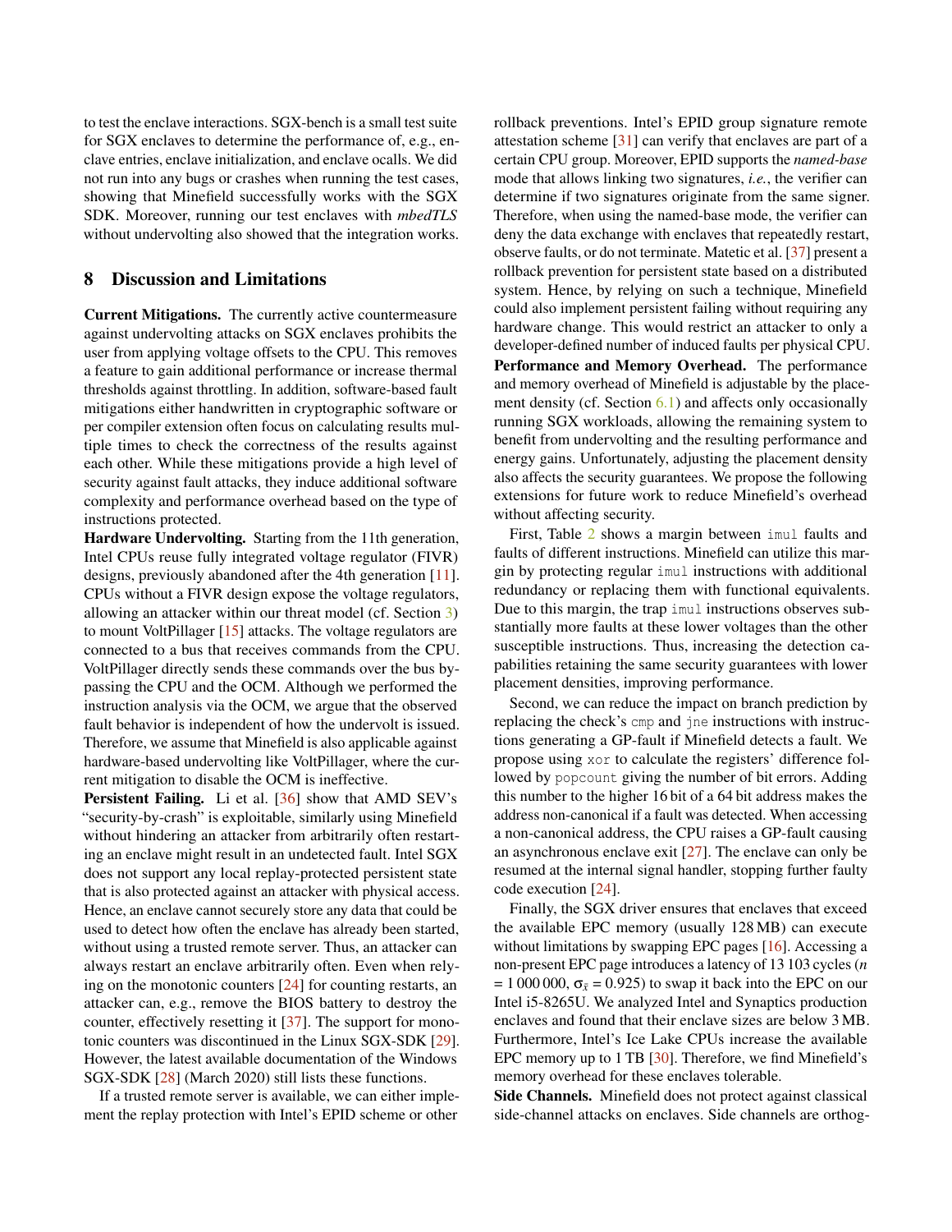to test the enclave interactions. SGX-bench is a small test suite for SGX enclaves to determine the performance of, e.g., enclave entries, enclave initialization, and enclave ocalls. We did not run into any bugs or crashes when running the test cases, showing that Minefield successfully works with the SGX SDK. Moreover, running our test enclaves with *mbedTLS* without undervolting also showed that the integration works.

## 8 Discussion and Limitations

**Current Mitigations.** The currently active countermeasure against undervolting attacks on SGX enclaves prohibits the user from applying voltage offsets to the CPU. This removes a feature to gain additional performance or increase thermal thresholds against throttling. In addition, software-based fault mitigations either handwritten in cryptographic software or per compiler extension often focus on calculating results multiple times to check the correctness of the results against each other. While these mitigations provide a high level of security against fault attacks, they induce additional software complexity and performance overhead based on the type of instructions protected.

**Hardware Undervolting.** Starting from the 11th generation, Intel CPUs reuse fully integrated voltage regulator (FIVR) designs, previously abandoned after the 4th generation [11]. CPUs without a FIVR design expose the voltage regulators, allowing an attacker within our threat model (cf. Section 3) to mount VoltPillager [15] attacks. The voltage regulators are connected to a bus that receives commands from the CPU. VoltPillager directly sends these commands over the bus bypassing the CPU and the OCM. Although we performed the instruction analysis via the OCM, we argue that the observed fault behavior is independent of how the undervolt is issued. Therefore, we assume that Minefield is also applicable against hardware-based undervolting like VoltPillager, where the current mitigation to disable the OCM is ineffective.

**Persistent Failing.** Li et al. [36] show that AMD SEV's "security-by-crash" is exploitable, similarly using Minefield without hindering an attacker from arbitrarily often restarting an enclave might result in an undetected fault. Intel SGX does not support any local replay-protected persistent state that is also protected against an attacker with physical access. Hence, an enclave cannot securely store any data that could be used to detect how often the enclave has already been started, without using a trusted remote server. Thus, an attacker can always restart an enclave arbitrarily often. Even when relying on the monotonic counters [24] for counting restarts, an attacker can, e.g., remove the BIOS battery to destroy the counter, effectively resetting it [37]. The support for monotonic counters was discontinued in the Linux SGX-SDK [29]. However, the latest available documentation of the Windows SGX-SDK [28] (March 2020) still lists these functions.

If a trusted remote server is available, we can either implement the replay protection with Intel's EPID scheme or other rollback preventions. Intel's EPID group signature remote attestation scheme [31] can verify that enclaves are part of a certain CPU group. Moreover, EPID supports the *named-base* mode that allows linking two signatures, *i.e.*, the verifier can determine if two signatures originate from the same signer. Therefore, when using the named-base mode, the verifier can deny the data exchange with enclaves that repeatedly restart, observe faults, or do not terminate. Matetic et al. [37] present a rollback prevention for persistent state based on a distributed system. Hence, by relying on such a technique, Minefield could also implement persistent failing without requiring any hardware change. This would restrict an attacker to only a developer-defined number of induced faults per physical CPU.

**Performance and Memory Overhead.** The performance and memory overhead of Minefield is adjustable by the placement density (cf. Section 6.1) and affects only occasionally running SGX workloads, allowing the remaining system to benefit from undervolting and the resulting performance and energy gains. Unfortunately, adjusting the placement density also affects the security guarantees. We propose the following extensions for future work to reduce Minefield's overhead without affecting security.

First, Table 2 shows a margin between `imul` faults and faults of different instructions. Minefield can utilize this margin by protecting regular `imul` instructions with additional redundancy or replacing them with functional equivalents. Due to this margin, the trap `imul` instructions observes substantially more faults at these lower voltages than the other susceptible instructions. Thus, increasing the detection capabilities retaining the same security guarantees with lower placement densities, improving performance.

Second, we can reduce the impact on branch prediction by replacing the check's `cmp` and `jne` instructions with instructions generating a GP-fault if Minefield detects a fault. We propose using `xor` to calculate the registers' difference followed by `popcount` giving the number of bit errors. Adding this number to the higher 16 bit of a 64 bit address makes the address non-canonical if a fault was detected. When accessing a non-canonical address, the CPU raises a GP-fault causing an asynchronous enclave exit [27]. The enclave can only be resumed at the internal signal handler, stopping further faulty code execution [24].

Finally, the SGX driver ensures that enclaves that exceed the available EPC memory (usually 128 MB) can execute without limitations by swapping EPC pages [16]. Accessing a non-present EPC page introduces a latency of 13 103 cycles ($n$ = 1 000 000, $\sigma_{\bar{x}}$ = 0.925) to swap it back into the EPC on our Intel i5-8265U. We analyzed Intel and Synaptics production enclaves and found that their enclave sizes are below 3 MB. Furthermore, Intel's Ice Lake CPUs increase the available EPC memory up to 1 TB [30]. Therefore, we find Minefield's memory overhead for these enclaves tolerable.

**Side Channels.** Minefield does not protect against classical side-channel attacks on enclaves. Side channels are orthog-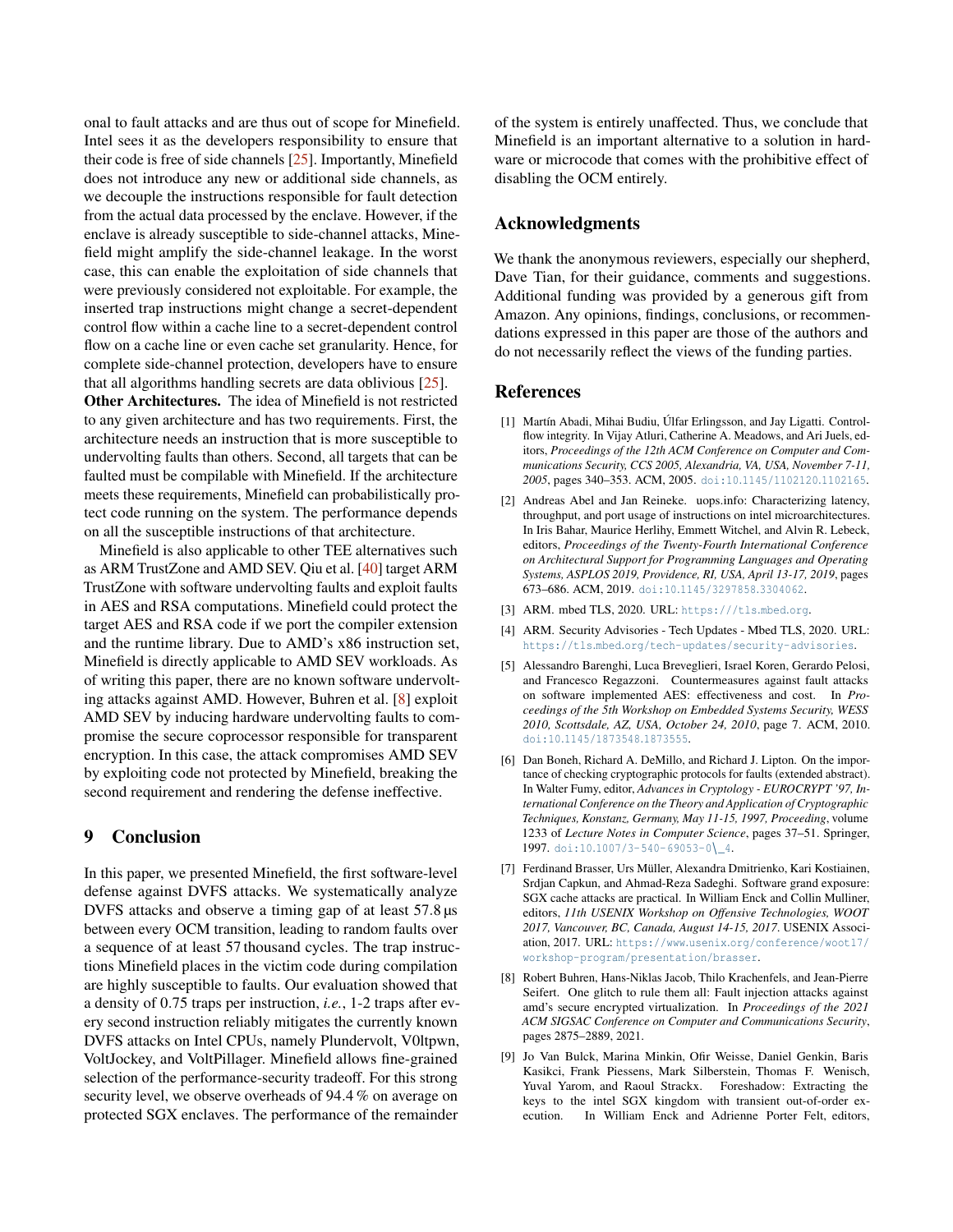onal to fault attacks and are thus out of scope for Minefield. Intel sees it as the developers responsibility to ensure that their code is free of side channels [25]. Importantly, Minefield does not introduce any new or additional side channels, as we decouple the instructions responsible for fault detection from the actual data processed by the enclave. However, if the enclave is already susceptible to side-channel attacks, Minefield might amplify the side-channel leakage. In the worst case, this can enable the exploitation of side channels that were previously considered not exploitable. For example, the inserted trap instructions might change a secret-dependent control flow within a cache line to a secret-dependent control flow on a cache line or even cache set granularity. Hence, for complete side-channel protection, developers have to ensure that all algorithms handling secrets are data oblivious [25].

**Other Architectures.** The idea of Minefield is not restricted to any given architecture and has two requirements. First, the architecture needs an instruction that is more susceptible to undervolting faults than others. Second, all targets that can be faulted must be compilable with Minefield. If the architecture meets these requirements, Minefield can probabilistically protect code running on the system. The performance depends on all the susceptible instructions of that architecture.

Minefield is also applicable to other TEE alternatives such as ARM TrustZone and AMD SEV. Qiu et al. [40] target ARM TrustZone with software undervolting faults and exploit faults in AES and RSA computations. Minefield could protect the target AES and RSA code if we port the compiler extension and the runtime library. Due to AMD's x86 instruction set, Minefield is directly applicable to AMD SEV workloads. As of writing this paper, there are no known software undervolting attacks against AMD. However, Buhren et al. [8] exploit AMD SEV by inducing hardware undervolting faults to compromise the secure coprocessor responsible for transparent encryption. In this case, the attack compromises AMD SEV by exploiting code not protected by Minefield, breaking the second requirement and rendering the defense ineffective.

## 9 Conclusion

In this paper, we presented Minefield, the first software-level defense against DVFS attacks. We systematically analyze DVFS attacks and observe a timing gap of at least 57.8 µs between every OCM transition, leading to random faults over a sequence of at least 57 thousand cycles. The trap instructions Minefield places in the victim code during compilation are highly susceptible to faults. Our evaluation showed that a density of 0.75 traps per instruction, *i.e.*, 1-2 traps after every second instruction reliably mitigates the currently known DVFS attacks on Intel CPUs, namely Plundervolt, V0ltpwn, VoltJockey, and VoltPillager. Minefield allows fine-grained selection of the performance-security tradeoff. For this strong security level, we observe overheads of 94.4 % on average on protected SGX enclaves. The performance of the remainder of the system is entirely unaffected. Thus, we conclude that Minefield is an important alternative to a solution in hardware or microcode that comes with the prohibitive effect of disabling the OCM entirely.

## Acknowledgments

We thank the anonymous reviewers, especially our shepherd, Dave Tian, for their guidance, comments and suggestions. Additional funding was provided by a generous gift from Amazon. Any opinions, findings, conclusions, or recommendations expressed in this paper are those of the authors and do not necessarily reflect the views of the funding parties.

## References

[1] Martín Abadi, Mihai Budiu, Úlfar Erlingsson, and Jay Ligatti. Control-flow integrity. In Vijay Atluri, Catherine A. Meadows, and Ari Juels, editors, *Proceedings of the 12th ACM Conference on Computer and Communications Security, CCS 2005, Alexandria, VA, USA, November 7-11, 2005*, pages 340–353. ACM, 2005. doi:10.1145/1102120.1102165.

[2] Andreas Abel and Jan Reineke. uops.info: Characterizing latency, throughput, and port usage of instructions on intel microarchitectures. In Iris Bahar, Maurice Herlihy, Emmett Witchel, and Alvin R. Lebeck, editors, *Proceedings of the Twenty-Fourth International Conference on Architectural Support for Programming Languages and Operating Systems, ASPLOS 2019, Providence, RI, USA, April 13-17, 2019*, pages 673–686. ACM, 2019. doi:10.1145/3297858.3304062.

[3] ARM. mbed TLS, 2020. URL: https:///tls.mbed.org.

[4] ARM. Security Advisories - Tech Updates - Mbed TLS, 2020. URL: https://tls.mbed.org/tech-updates/security-advisories.

[5] Alessandro Barenghi, Luca Breveglieri, Israel Koren, Gerardo Pelosi, and Francesco Regazzoni. Countermeasures against fault attacks on software implemented AES: effectiveness and cost. In *Proceedings of the 5th Workshop on Embedded Systems Security, WESS 2010, Scottsdale, AZ, USA, October 24, 2010*, page 7. ACM, 2010. doi:10.1145/1873548.1873555.

[6] Dan Boneh, Richard A. DeMillo, and Richard J. Lipton. On the importance of checking cryptographic protocols for faults (extended abstract). In Walter Fumy, editor, *Advances in Cryptology - EUROCRYPT '97, International Conference on the Theory and Application of Cryptographic Techniques, Konstanz, Germany, May 11-15, 1997, Proceeding*, volume 1233 of *Lecture Notes in Computer Science*, pages 37–51. Springer, 1997. doi:10.1007/3-540-69053-0\_4.

[7] Ferdinand Brasser, Urs Müller, Alexandra Dmitrienko, Kari Kostiainen, Srdjan Capkun, and Ahmad-Reza Sadeghi. Software grand exposure: SGX cache attacks are practical. In William Enck and Collin Mulliner, editors, *11th USENIX Workshop on Offensive Technologies, WOOT 2017, Vancouver, BC, Canada, August 14-15, 2017*. USENIX Association, 2017. URL: https://www.usenix.org/conference/woot17/workshop-program/presentation/brasser.

[8] Robert Buhren, Hans-Niklas Jacob, Thilo Krachenfels, and Jean-Pierre Seifert. One glitch to rule them all: Fault injection attacks against amd's secure encrypted virtualization. In *Proceedings of the 2021 ACM SIGSAC Conference on Computer and Communications Security*, pages 2875–2889, 2021.

[9] Jo Van Bulck, Marina Minkin, Ofir Weisse, Daniel Genkin, Baris Kasikci, Frank Piessens, Mark Silberstein, Thomas F. Wenisch, Yuval Yarom, and Raoul Strackx. Foreshadow: Extracting the keys to the intel SGX kingdom with transient out-of-order execution. In William Enck and Adrienne Porter Felt, editors,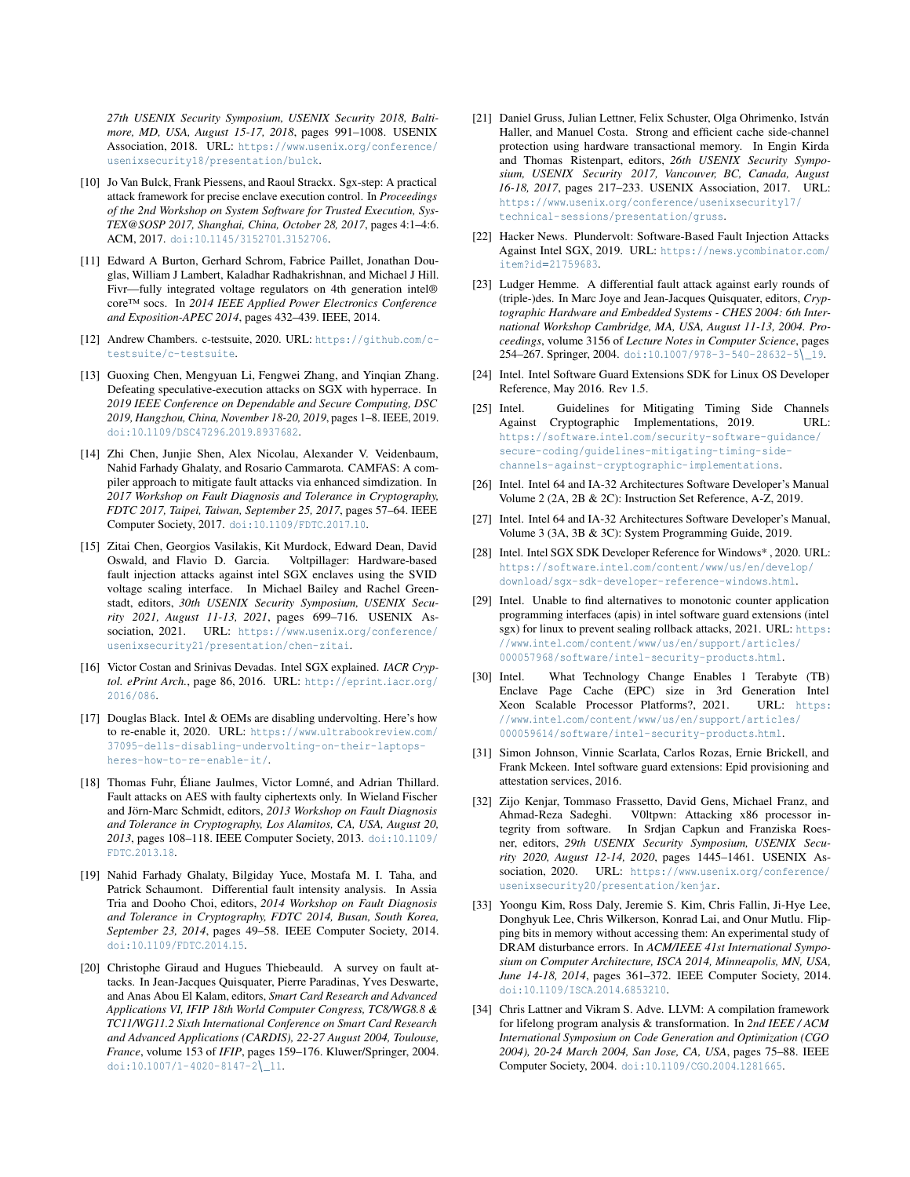*27th USENIX Security Symposium, USENIX Security 2018, Baltimore, MD, USA, August 15-17, 2018*, pages 991–1008. USENIX Association, 2018. URL: https://www.usenix.org/conference/usenixsecurity18/presentation/bulck.

[10] Jo Van Bulck, Frank Piessens, and Raoul Strackx. Sgx-step: A practical attack framework for precise enclave execution control. In *Proceedings of the 2nd Workshop on System Software for Trusted Execution, SysTEX@SOSP 2017, Shanghai, China, October 28, 2017*, pages 4:1–4:6. ACM, 2017. doi:10.1145/3152701.3152706.

[11] Edward A Burton, Gerhard Schrom, Fabrice Paillet, Jonathan Douglas, William J Lambert, Kaladhar Radhakrishnan, and Michael J Hill. Fivr—fully integrated voltage regulators on 4th generation intel® core™ socs. In *2014 IEEE Applied Power Electronics Conference and Exposition-APEC 2014*, pages 432–439. IEEE, 2014.

[12] Andrew Chambers. c-testsuite, 2020. URL: https://github.com/c-testsuite/c-testsuite.

[13] Guoxing Chen, Mengyuan Li, Fengwei Zhang, and Yinqian Zhang. Defeating speculative-execution attacks on SGX with hyperrace. In *2019 IEEE Conference on Dependable and Secure Computing, DSC 2019, Hangzhou, China, November 18-20, 2019*, pages 1–8. IEEE, 2019. doi:10.1109/DSC47296.2019.8937682.

[14] Zhi Chen, Junjie Shen, Alex Nicolau, Alexander V. Veidenbaum, Nahid Farhady Ghalaty, and Rosario Cammarota. CAMFAS: A compiler approach to mitigate fault attacks via enhanced simdization. In *2017 Workshop on Fault Diagnosis and Tolerance in Cryptography, FDTC 2017, Taipei, Taiwan, September 25, 2017*, pages 57–64. IEEE Computer Society, 2017. doi:10.1109/FDTC.2017.10.

[15] Zitai Chen, Georgios Vasilakis, Kit Murdock, Edward Dean, David Oswald, and Flavio D. Garcia. Voltpillager: Hardware-based fault injection attacks against intel SGX enclaves using the SVID voltage scaling interface. In Michael Bailey and Rachel Greenstadt, editors, *30th USENIX Security Symposium, USENIX Security 2021, August 11-13, 2021*, pages 699–716. USENIX Association, 2021. URL: https://www.usenix.org/conference/usenixsecurity21/presentation/chen-zitai.

[16] Victor Costan and Srinivas Devadas. Intel SGX explained. *IACR Cryptol. ePrint Arch.*, page 86, 2016. URL: http://eprint.iacr.org/2016/086.

[17] Douglas Black. Intel & OEMs are disabling undervolting. Here's how to re-enable it, 2020. URL: https://www.ultrabookreview.com/37095-dells-disabling-undervolting-on-their-laptops-heres-how-to-re-enable-it/.

[18] Thomas Fuhr, Éliane Jaulmes, Victor Lomné, and Adrian Thillard. Fault attacks on AES with faulty ciphertexts only. In Wieland Fischer and Jörn-Marc Schmidt, editors, *2013 Workshop on Fault Diagnosis and Tolerance in Cryptography, Los Alamitos, CA, USA, August 20, 2013*, pages 108–118. IEEE Computer Society, 2013. doi:10.1109/FDTC.2013.18.

[19] Nahid Farhady Ghalaty, Bilgiday Yuce, Mostafa M. I. Taha, and Patrick Schaumont. Differential fault intensity analysis. In Assia Tria and Dooho Choi, editors, *2014 Workshop on Fault Diagnosis and Tolerance in Cryptography, FDTC 2014, Busan, South Korea, September 23, 2014*, pages 49–58. IEEE Computer Society, 2014. doi:10.1109/FDTC.2014.15.

[20] Christophe Giraud and Hugues Thiebeauld. A survey on fault attacks. In Jean-Jacques Quisquater, Pierre Paradinas, Yves Deswarte, and Anas Abou El Kalam, editors, *Smart Card Research and Advanced Applications VI, IFIP 18th World Computer Congress, TC8/WG8.8 & TC11/WG11.2 Sixth International Conference on Smart Card Research and Advanced Applications (CARDIS), 22-27 August 2004, Toulouse, France*, volume 153 of *IFIP*, pages 159–176. Kluwer/Springer, 2004. doi:10.1007/1-4020-8147-2\_11.

[21] Daniel Gruss, Julian Lettner, Felix Schuster, Olga Ohrimenko, István Haller, and Manuel Costa. Strong and efficient cache side-channel protection using hardware transactional memory. In Engin Kirda and Thomas Ristenpart, editors, *26th USENIX Security Symposium, USENIX Security 2017, Vancouver, BC, Canada, August 16-18, 2017*, pages 217–233. USENIX Association, 2017. URL: https://www.usenix.org/conference/usenixsecurity17/technical-sessions/presentation/gruss.

[22] Hacker News. Plundervolt: Software-Based Fault Injection Attacks Against Intel SGX, 2019. URL: https://news.ycombinator.com/item?id=21759683.

[23] Ludger Hemme. A differential fault attack against early rounds of (triple-)des. In Marc Joye and Jean-Jacques Quisquater, editors, *Cryptographic Hardware and Embedded Systems - CHES 2004: 6th International Workshop Cambridge, MA, USA, August 11-13, 2004. Proceedings*, volume 3156 of *Lecture Notes in Computer Science*, pages 254–267. Springer, 2004. doi:10.1007/978-3-540-28632-5\_19.

[24] Intel. Intel Software Guard Extensions SDK for Linux OS Developer Reference, May 2016. Rev 1.5.

[25] Intel. Guidelines for Mitigating Timing Side Channels Against Cryptographic Implementations, 2019. URL: https://software.intel.com/security-software-guidance/secure-coding/guidelines-mitigating-timing-side-channels-against-cryptographic-implementations.

[26] Intel. Intel 64 and IA-32 Architectures Software Developer's Manual Volume 2 (2A, 2B & 2C): Instruction Set Reference, A-Z, 2019.

[27] Intel. Intel 64 and IA-32 Architectures Software Developer's Manual, Volume 3 (3A, 3B & 3C): System Programming Guide, 2019.

[28] Intel. Intel SGX SDK Developer Reference for Windows* , 2020. URL: https://software.intel.com/content/www/us/en/develop/download/sgx-sdk-developer-reference-windows.html.

[29] Intel. Unable to find alternatives to monotonic counter application programming interfaces (apis) in intel software guard extensions (intel sgx) for linux to prevent sealing rollback attacks, 2021. URL: https://www.intel.com/content/www/us/en/support/articles/000057968/software/intel-security-products.html.

[30] Intel. What Technology Change Enables 1 Terabyte (TB) Enclave Page Cache (EPC) size in 3rd Generation Intel Xeon Scalable Processor Platforms?, 2021. URL: https://www.intel.com/content/www/us/en/support/articles/000059614/software/intel-security-products.html.

[31] Simon Johnson, Vinnie Scarlata, Carlos Rozas, Ernie Brickell, and Frank Mckeen. Intel software guard extensions: Epid provisioning and attestation services, 2016.

[32] Zijo Kenjar, Tommaso Frassetto, David Gens, Michael Franz, and Ahmad-Reza Sadeghi. V0ltpwn: Attacking x86 processor integrity from software. In Srdjan Capkun and Franziska Roesner, editors, *29th USENIX Security Symposium, USENIX Security 2020, August 12-14, 2020*, pages 1445–1461. USENIX Association, 2020. URL: https://www.usenix.org/conference/usenixsecurity20/presentation/kenjar.

[33] Yoongu Kim, Ross Daly, Jeremie S. Kim, Chris Fallin, Ji-Hye Lee, Donghyuk Lee, Chris Wilkerson, Konrad Lai, and Onur Mutlu. Flipping bits in memory without accessing them: An experimental study of DRAM disturbance errors. In *ACM/IEEE 41st International Symposium on Computer Architecture, ISCA 2014, Minneapolis, MN, USA, June 14-18, 2014*, pages 361–372. IEEE Computer Society, 2014. doi:10.1109/ISCA.2014.6853210.

[34] Chris Lattner and Vikram S. Adve. LLVM: A compilation framework for lifelong program analysis & transformation. In *2nd IEEE / ACM International Symposium on Code Generation and Optimization (CGO 2004), 20-24 March 2004, San Jose, CA, USA*, pages 75–88. IEEE Computer Society, 2004. doi:10.1109/CGO.2004.1281665.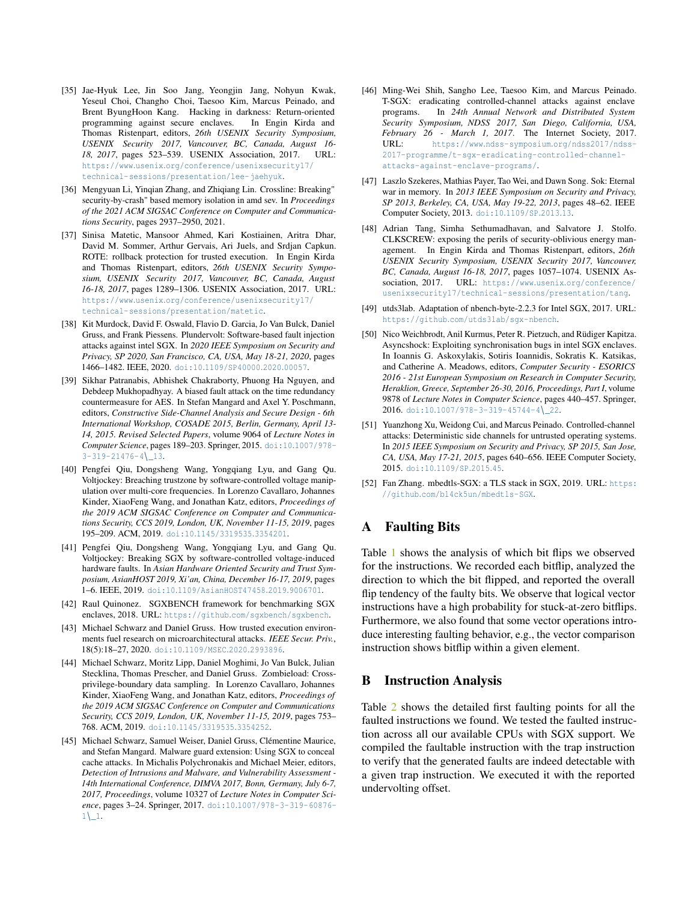[35] Jae-Hyuk Lee, Jin Soo Jang, Yeongjin Jang, Nohyun Kwak, Yeseul Choi, Changho Choi, Taesoo Kim, Marcus Peinado, and Brent ByungHoon Kang. Hacking in darkness: Return-oriented programming against secure enclaves. In Engin Kirda and Thomas Ristenpart, editors, *26th USENIX Security Symposium, USENIX Security 2017, Vancouver, BC, Canada, August 16-18, 2017*, pages 523–539. USENIX Association, 2017. URL: https://www.usenix.org/conference/usenixsecurity17/technical-sessions/presentation/lee-jaehyuk.

[36] Mengyuan Li, Yinqian Zhang, and Zhiqiang Lin. Crossline: Breaking" security-by-crash" based memory isolation in amd sev. In *Proceedings of the 2021 ACM SIGSAC Conference on Computer and Communications Security*, pages 2937–2950, 2021.

[37] Sinisa Matetic, Mansoor Ahmed, Kari Kostiainen, Aritra Dhar, David M. Sommer, Arthur Gervais, Ari Juels, and Srdjan Capkun. ROTE: rollback protection for trusted execution. In Engin Kirda and Thomas Ristenpart, editors, *26th USENIX Security Symposium, USENIX Security 2017, Vancouver, BC, Canada, August 16-18, 2017*, pages 1289–1306. USENIX Association, 2017. URL: https://www.usenix.org/conference/usenixsecurity17/technical-sessions/presentation/matetic.

[38] Kit Murdock, David F. Oswald, Flavio D. Garcia, Jo Van Bulck, Daniel Gruss, and Frank Piessens. Plundervolt: Software-based fault injection attacks against intel SGX. In *2020 IEEE Symposium on Security and Privacy, SP 2020, San Francisco, CA, USA, May 18-21, 2020*, pages 1466–1482. IEEE, 2020. doi:10.1109/SP40000.2020.00057.

[39] Sikhar Patranabis, Abhishek Chakraborty, Phuong Ha Nguyen, and Debdeep Mukhopadhyay. A biased fault attack on the time redundancy countermeasure for AES. In Stefan Mangard and Axel Y. Poschmann, editors, *Constructive Side-Channel Analysis and Secure Design - 6th International Workshop, COSADE 2015, Berlin, Germany, April 13-14, 2015. Revised Selected Papers*, volume 9064 of *Lecture Notes in Computer Science*, pages 189–203. Springer, 2015. doi:10.1007/978-3-319-21476-4\_13.

[40] Pengfei Qiu, Dongsheng Wang, Yongqiang Lyu, and Gang Qu. Voltjockey: Breaching trustzone by software-controlled voltage manipulation over multi-core frequencies. In Lorenzo Cavallaro, Johannes Kinder, XiaoFeng Wang, and Jonathan Katz, editors, *Proceedings of the 2019 ACM SIGSAC Conference on Computer and Communications Security, CCS 2019, London, UK, November 11-15, 2019*, pages 195–209. ACM, 2019. doi:10.1145/3319535.3354201.

[41] Pengfei Qiu, Dongsheng Wang, Yongqiang Lyu, and Gang Qu. Voltjockey: Breaking SGX by software-controlled voltage-induced hardware faults. In *Asian Hardware Oriented Security and Trust Symposium, AsianHOST 2019, Xi'an, China, December 16-17, 2019*, pages 1–6. IEEE, 2019. doi:10.1109/AsianHOST47458.2019.9006701.

[42] Raul Quinonez. SGXBENCH framework for benchmarking SGX enclaves, 2018. URL: https://github.com/sgxbench/sgxbench.

[43] Michael Schwarz and Daniel Gruss. How trusted execution environments fuel research on microarchitectural attacks. *IEEE Secur. Priv.*, 18(5):18–27, 2020. doi:10.1109/MSEC.2020.2993896.

[44] Michael Schwarz, Moritz Lipp, Daniel Moghimi, Jo Van Bulck, Julian Stecklina, Thomas Prescher, and Daniel Gruss. Zombieload: Cross-privilege-boundary data sampling. In Lorenzo Cavallaro, Johannes Kinder, XiaoFeng Wang, and Jonathan Katz, editors, *Proceedings of the 2019 ACM SIGSAC Conference on Computer and Communications Security, CCS 2019, London, UK, November 11-15, 2019*, pages 753–768. ACM, 2019. doi:10.1145/3319535.3354252.

[45] Michael Schwarz, Samuel Weiser, Daniel Gruss, Clémentine Maurice, and Stefan Mangard. Malware guard extension: Using SGX to conceal cache attacks. In Michalis Polychronakis and Michael Meier, editors, *Detection of Intrusions and Malware, and Vulnerability Assessment - 14th International Conference, DIMVA 2017, Bonn, Germany, July 6-7, 2017, Proceedings*, volume 10327 of *Lecture Notes in Computer Science*, pages 3–24. Springer, 2017. doi:10.1007/978-3-319-60876-1\_1.

[46] Ming-Wei Shih, Sangho Lee, Taesoo Kim, and Marcus Peinado. T-SGX: eradicating controlled-channel attacks against enclave programs. In *24th Annual Network and Distributed System Security Symposium, NDSS 2017, San Diego, California, USA, February 26 - March 1, 2017*. The Internet Society, 2017. URL: https://www.ndss-symposium.org/ndss2017/ndss-2017-programme/t-sgx-eradicating-controlled-channel-attacks-against-enclave-programs/.

[47] Laszlo Szekeres, Mathias Payer, Tao Wei, and Dawn Song. Sok: Eternal war in memory. In *2013 IEEE Symposium on Security and Privacy, SP 2013, Berkeley, CA, USA, May 19-22, 2013*, pages 48–62. IEEE Computer Society, 2013. doi:10.1109/SP.2013.13.

[48] Adrian Tang, Simha Sethumadhavan, and Salvatore J. Stolfo. CLKSCREW: exposing the perils of security-oblivious energy management. In Engin Kirda and Thomas Ristenpart, editors, *26th USENIX Security Symposium, USENIX Security 2017, Vancouver, BC, Canada, August 16-18, 2017*, pages 1057–1074. USENIX Association, 2017. URL: https://www.usenix.org/conference/usenixsecurity17/technical-sessions/presentation/tang.

[49] utds3lab. Adaptation of nbench-byte-2.2.3 for Intel SGX, 2017. URL: https://github.com/utds3lab/sgx-nbench.

[50] Nico Weichbrodt, Anil Kurmus, Peter R. Pietzuch, and Rüdiger Kapitza. Asyncshock: Exploiting synchronisation bugs in intel SGX enclaves. In Ioannis G. Askoxylakis, Sotiris Ioannidis, Sokratis K. Katsikas, and Catherine A. Meadows, editors, *Computer Security - ESORICS 2016 - 21st European Symposium on Research in Computer Security, Heraklion, Greece, September 26-30, 2016, Proceedings, Part I*, volume 9878 of *Lecture Notes in Computer Science*, pages 440–457. Springer, 2016. doi:10.1007/978-3-319-45744-4\_22.

[51] Yuanzhong Xu, Weidong Cui, and Marcus Peinado. Controlled-channel attacks: Deterministic side channels for untrusted operating systems. In *2015 IEEE Symposium on Security and Privacy, SP 2015, San Jose, CA, USA, May 17-21, 2015*, pages 640–656. IEEE Computer Society, 2015. doi:10.1109/SP.2015.45.

[52] Fan Zhang. mbedtls-SGX: a TLS stack in SGX, 2019. URL: https://github.com/bl4ck5un/mbedtls-SGX.

## A Faulting Bits

Table 1 shows the analysis of which bit flips we observed for the instructions. We recorded each bitflip, analyzed the direction to which the bit flipped, and reported the overall flip tendency of the faulty bits. We observe that logical vector instructions have a high probability for stuck-at-zero bitflips. Furthermore, we also found that some vector operations introduce interesting faulting behavior, e.g., the vector comparison instruction shows bitflip within a given element.

## B Instruction Analysis

Table 2 shows the detailed first faulting points for all the faulted instructions we found. We tested the faulted instruction across all our available CPUs with SGX support. We compiled the faultable instruction with the trap instruction to verify that the generated faults are indeed detectable with a given trap instruction. We executed it with the reported undervolting offset.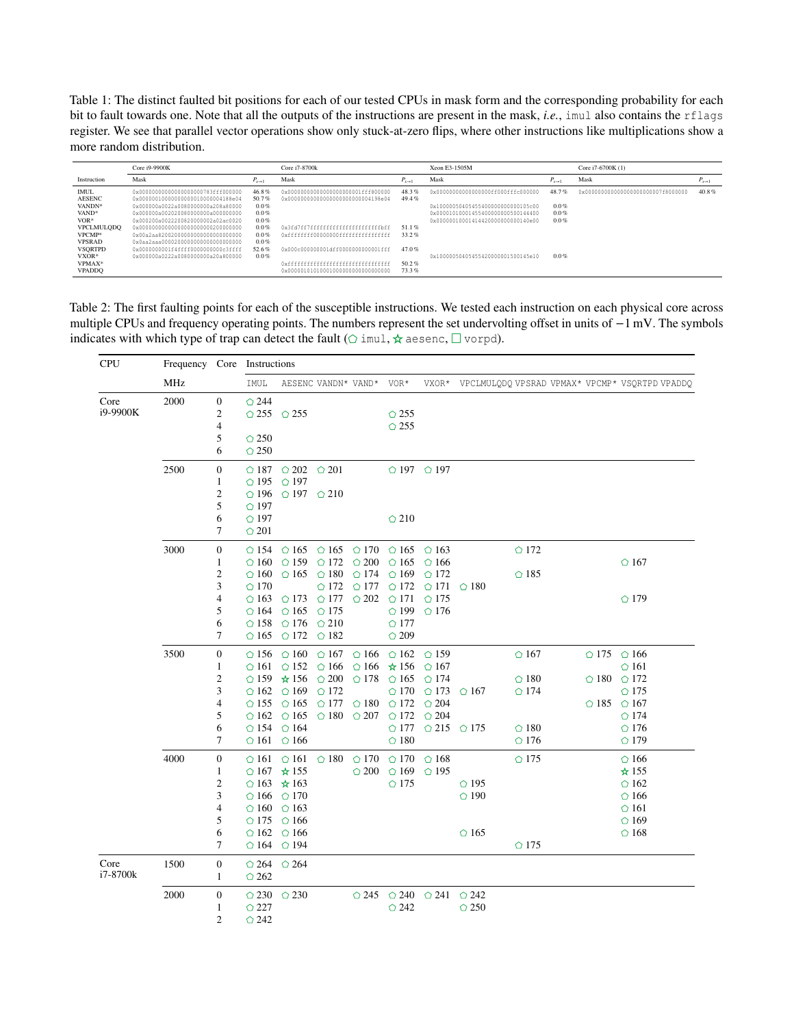Table 1: The distinct faulted bit positions for each of our tested CPUs in mask form and the corresponding probability for each bit to fault towards one. Note that all the outputs of the instructions are present in the mask, *i.e.*, `imul` also contains the `rflags` register. We see that parallel vector operations show only stuck-at-zero flips, where other instructions like multiplications show a more random distribution.

| | Core i9-9900K | | Core i7-8700k | | Xeon E3-1505M | | Core i7-6700K (1) | |
|---|---|---|---|---|---|---|---|---|
| Instruction | Mask | $P_{x \to 1}$ | Mask | $P_{x \to 1}$ | Mask | $P_{x \to 1}$ | Mask | $P_{x \to 1}$ |
| IMUL | `0x0000000000000000000783fff000000` | 46.8 % | `0x00000000000000000000001fff800000` | 48.3 % | `0x000000000000000000ff000fffc000000` | 48.7 % | `0x00000000000000000000000007f8000000` | 40.8 % |
| AESENC | `0x000000100000000000010000004188e04` | 50.7 % | `0x00000000000000000000000004198e04` | 49.4 % | | | | |
| VANDN* | `0x000000a0022a0080000000a208a80000` | 0.0 % | | | `0x100000504054554000000000000105c00` | 0.0 % | | |
| VAND* | `0x000000a0020200800000000a000000000` | 0.0 % | | | `0x000010100014554000000000500144400` | 0.0 % | | |
| VOR* | `0x000200a00222008200000002a02ac0020` | 0.0 % | | | `0x000000100014144200000000000140e00` | 0.0 % | | |
| VPCLMULQDQ | `0x000000000000000000000000200000000` | 0.0 % | `0x3fd7ff7ffffffffffffffffffffffbff` | 51.1 % | | | | |
| VPCMP* | `0x00a2aa820020000000000000000000000` | 0.0 % | `0xffffffff00000000ffffffffffffffff` | 33.2 % | | | | |
| VPSRAD | `0x0aa2aaa000020000000000000000000000` | 0.0 % | | | | | | |
| VSQRTPD | `0x000000001f4ffff0000000000e3ffff` | 52.6 % | `0x000c000000001dff0000000000001fff` | 47.0 % | | | | |
| VXOR* | `0x000000a0222a0080000000a20a800000` | 0.0 % | | | `0x100000504054554200000001500145e10` | 0.0 % | | |
| VPMAX* | | | `0xffffffffffffffffffffffffffffffff` | 50.2 % | | | | |
| VPADDQ | | | `0x00000101010001000000000000000000` | 73.3 % | | | | |

Table 2: The first faulting points for each of the susceptible instructions. We tested each instruction on each physical core across multiple CPUs and frequency operating points. The numbers represent the set undervolting offset in units of −1 mV. The symbols indicates with which type of trap can detect the fault (⬠ `imul`, ☆ `aesenc`, □ `vorpd`).

| CPU | Frequency MHz | Core | IMUL | AESENC | VANDN* | VAND* | VOR* | VXOR* | VPCLMULQDQ | VPSRAD | VPMAX* | VPCMP* | VSQRTPD | VPADDQ |
|---|---|---|---|---|---|---|---|---|---|---|---|---|---|---|
| Core i9-9900K | 2000 | 0 | ⬠ 244 | | | | | | | | | | | |
| | | 2 | ⬠ 255 | ⬠ 255 | | | ⬠ 255 | | | | | | | |
| | | 4 | | | | | ⬠ 255 | | | | | | | |
| | | 5 | ⬠ 250 | | | | | | | | | | | |
| | | 6 | ⬠ 250 | | | | | | | | | | | |
| | 2500 | 0 | ⬠ 187 | ⬠ 202 | ⬠ 201 | | ⬠ 197 | ⬠ 197 | | | | | | |
| | | 1 | ⬠ 195 | ⬠ 197 | | | | | | | | | | |
| | | 2 | ⬠ 196 | ⬠ 197 | ⬠ 210 | | | | | | | | | |
| | | 5 | ⬠ 197 | | | | | | | | | | | |
| | | 6 | ⬠ 197 | | | | ⬠ 210 | | | | | | | |
| | | 7 | ⬠ 201 | | | | | | | | | | | |
| | 3000 | 0 | ⬠ 154 | ⬠ 165 | ⬠ 165 | ⬠ 170 | ⬠ 165 | ⬠ 163 | | ⬠ 172 | | | | |
| | | 1 | ⬠ 160 | ⬠ 159 | ⬠ 172 | ⬠ 200 | ⬠ 165 | ⬠ 166 | | | | | ⬠ 167 | |
| | | 2 | ⬠ 160 | ⬠ 165 | ⬠ 180 | ⬠ 174 | ⬠ 169 | ⬠ 172 | | ⬠ 185 | | | | |
| | | 3 | ⬠ 170 | | ⬠ 172 | ⬠ 177 | ⬠ 172 | ⬠ 171 | ⬠ 180 | | | | | |
| | | 4 | ⬠ 163 | ⬠ 173 | ⬠ 177 | ⬠ 202 | ⬠ 171 | ⬠ 175 | | | | | ⬠ 179 | |
| | | 5 | ⬠ 164 | ⬠ 165 | ⬠ 175 | | ⬠ 199 | ⬠ 176 | | | | | | |
| | | 6 | ⬠ 158 | ⬠ 176 | ⬠ 210 | | ⬠ 177 | | | | | | | |
| | | 7 | ⬠ 165 | ⬠ 172 | ⬠ 182 | | ⬠ 209 | | | | | | | |
| | 3500 | 0 | ⬠ 156 | ⬠ 160 | ⬠ 167 | ⬠ 166 | ⬠ 162 | ⬠ 159 | | ⬠ 167 | | ⬠ 175 | ⬠ 166 | |
| | | 1 | ⬠ 161 | ⬠ 152 | ⬠ 166 | ⬠ 166 | ☆ 156 | ⬠ 167 | | | | | ⬠ 161 | |
| | | 2 | ⬠ 159 | ☆ 156 | ⬠ 200 | ⬠ 178 | ⬠ 165 | ⬠ 174 | | ⬠ 180 | | ⬠ 180 | ⬠ 172 | |
| | | 3 | ⬠ 162 | ⬠ 169 | ⬠ 172 | | ⬠ 170 | ⬠ 173 | ⬠ 167 | ⬠ 174 | | | ⬠ 175 | |
| | | 4 | ⬠ 155 | ⬠ 165 | ⬠ 177 | ⬠ 180 | ⬠ 172 | ⬠ 204 | | | | ⬠ 185 | ⬠ 167 | |
| | | 5 | ⬠ 162 | ⬠ 165 | ⬠ 180 | ⬠ 207 | ⬠ 172 | ⬠ 204 | | | | | ⬠ 174 | |
| | | 6 | ⬠ 154 | ⬠ 164 | | | ⬠ 177 | ⬠ 215 | ⬠ 175 | ⬠ 180 | | | ⬠ 176 | |
| | | 7 | ⬠ 161 | ⬠ 166 | | | ⬠ 180 | | | ⬠ 176 | | | ⬠ 179 | |
| | 4000 | 0 | ⬠ 161 | ⬠ 161 | ⬠ 180 | ⬠ 170 | ⬠ 170 | ⬠ 168 | | ⬠ 175 | | | ⬠ 166 | |
| | | 1 | ⬠ 167 | ☆ 155 | | ⬠ 200 | ⬠ 169 | ⬠ 195 | | | | | ☆ 155 | |
| | | 2 | ⬠ 163 | ☆ 163 | | | ⬠ 175 | | ⬠ 195 | | | | ⬠ 162 | |
| | | 3 | ⬠ 166 | ⬠ 170 | | | | | ⬠ 190 | | | | ⬠ 166 | |
| | | 4 | ⬠ 160 | ⬠ 163 | | | | | | | | | ⬠ 161 | |
| | | 5 | ⬠ 175 | ⬠ 166 | | | | | | | | | ⬠ 169 | |
| | | 6 | ⬠ 162 | ⬠ 166 | | | | | ⬠ 165 | | | | ⬠ 168 | |
| | | 7 | ⬠ 164 | ⬠ 194 | | | | | | ⬠ 175 | | | | |
| Core i7-8700k | 1500 | 0 | ⬠ 264 | ⬠ 264 | | | | | | | | | | |
| | | 1 | ⬠ 262 | | | | | | | | | | | |
| | 2000 | 0 | ⬠ 230 | ⬠ 230 | | ⬠ 245 | ⬠ 240 | ⬠ 241 | ⬠ 242 | | | | | |
| | | 1 | ⬠ 227 | | | | ⬠ 242 | | ⬠ 250 | | | | | |
| | | 2 | ⬠ 242 | | | | | | | | | | | |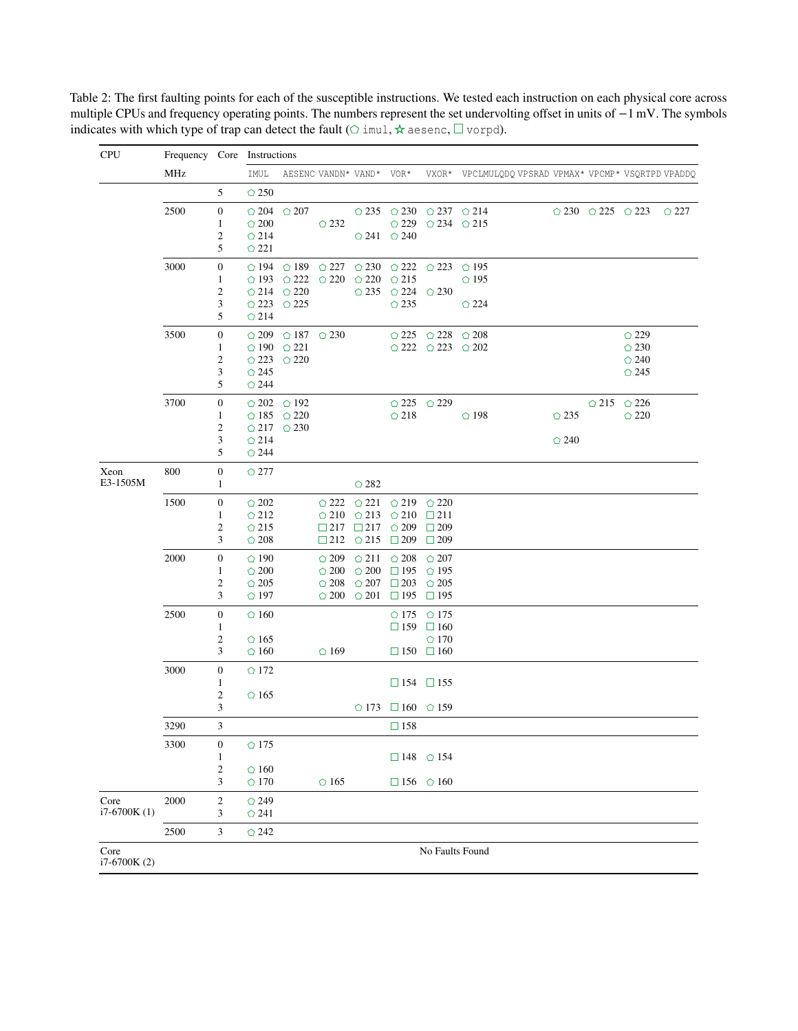Table 2: The first faulting points for each of the susceptible instructions. We tested each instruction on each physical core across multiple CPUs and frequency operating points. The numbers represent the set undervolting offset in units of $-1$ mV. The symbols indicates with which type of trap can detect the fault (⬠ `imul`, ☆ `aesenc`, □ `vorpd`).

| CPU | Frequency | Core | Instructions | | | | | | | | | | | |
|---|---|---|---|---|---|---|---|---|---|---|---|---|---|---|
| | MHz | | IMUL | AESENC | VANDN* | VAND* | VOR* | VXOR* | VPCLMULQDQ | VPSRAD | VPMAX* | VPCMP* | VSQRTPD | VPADDQ |
| | | 5 | ⬠ 250 | | | | | | | | | | | |
| | 2500 | 0 | ⬠ 204 | ⬠ 207 | | ⬠ 235 | ⬠ 230 | ⬠ 237 | ⬠ 214 | | ⬠ 230 | ⬠ 225 | ⬠ 223 | ⬠ 227 |
| | | 1 | ⬠ 200 | | ⬠ 232 | | ⬠ 229 | ⬠ 234 | ⬠ 215 | | | | | |
| | | 2 | ⬠ 214 | | | ⬠ 241 | ⬠ 240 | | | | | | | |
| | | 5 | ⬠ 221 | | | | | | | | | | | |
| | 3000 | 0 | ⬠ 194 | ⬠ 189 | ⬠ 227 | ⬠ 230 | ⬠ 222 | ⬠ 223 | ⬠ 195 | | | | | |
| | | 1 | ⬠ 193 | ⬠ 222 | ⬠ 220 | ⬠ 220 | ⬠ 215 | | ⬠ 195 | | | | | |
| | | 2 | ⬠ 214 | ⬠ 220 | | ⬠ 235 | ⬠ 224 | ⬠ 230 | | | | | | |
| | | 3 | ⬠ 223 | ⬠ 225 | | | ⬠ 235 | | ⬠ 224 | | | | | |
| | | 5 | ⬠ 214 | | | | | | | | | | | |
| | 3500 | 0 | ⬠ 209 | ⬠ 187 | ⬠ 230 | | ⬠ 225 | ⬠ 228 | ⬠ 208 | | | | ⬠ 229 | |
| | | 1 | ⬠ 190 | ⬠ 221 | | | ⬠ 222 | ⬠ 223 | ⬠ 202 | | | | ⬠ 230 | |
| | | 2 | ⬠ 223 | ⬠ 220 | | | | | | | | | ⬠ 240 | |
| | | 3 | ⬠ 245 | | | | | | | | | | ⬠ 245 | |
| | | 5 | ⬠ 244 | | | | | | | | | | | |
| | 3700 | 0 | ⬠ 202 | ⬠ 192 | | | ⬠ 225 | ⬠ 229 | | | | ⬠ 215 | ⬠ 226 | |
| | | 1 | ⬠ 185 | ⬠ 220 | | | ⬠ 218 | | ⬠ 198 | | ⬠ 235 | | ⬠ 220 | |
| | | 2 | ⬠ 217 | ⬠ 230 | | | | | | | | | | |
| | | 3 | ⬠ 214 | | | | | | | | ⬠ 240 | | | |
| | | 5 | ⬠ 244 | | | | | | | | | | | |
| Xeon E3-1505M | 800 | 0 | ⬠ 277 | | | | | | | | | | | |
| | | 1 | | | | ⬠ 282 | | | | | | | | |
| | 1500 | 0 | ⬠ 202 | | ⬠ 222 | ⬠ 221 | ⬠ 219 | ⬠ 220 | | | | | | |
| | | 1 | ⬠ 212 | | ⬠ 210 | ⬠ 213 | ⬠ 210 | □ 211 | | | | | | |
| | | 2 | ⬠ 215 | | □ 217 | □ 217 | ⬠ 209 | □ 209 | | | | | | |
| | | 3 | ⬠ 208 | | □ 212 | ⬠ 215 | □ 209 | □ 209 | | | | | | |
| | 2000 | 0 | ⬠ 190 | | ⬠ 209 | ⬠ 211 | ⬠ 208 | ⬠ 207 | | | | | | |
| | | 1 | ⬠ 200 | | ⬠ 200 | ⬠ 200 | □ 195 | ⬠ 195 | | | | | | |
| | | 2 | ⬠ 205 | | ⬠ 208 | ⬠ 207 | □ 203 | ⬠ 205 | | | | | | |
| | | 3 | ⬠ 197 | | ⬠ 200 | ⬠ 201 | □ 195 | □ 195 | | | | | | |
| | 2500 | 0 | ⬠ 160 | | | | ⬠ 175 | ⬠ 175 | | | | | | |
| | | 1 | | | | | □ 159 | □ 160 | | | | | | |
| | | 2 | ⬠ 165 | | | | | ⬠ 170 | | | | | | |
| | | 3 | ⬠ 160 | | ⬠ 169 | | □ 150 | □ 160 | | | | | | |
| | 3000 | 0 | ⬠ 172 | | | | | | | | | | | |
| | | 1 | | | | | □ 154 | □ 155 | | | | | | |
| | | 2 | ⬠ 165 | | | | | | | | | | | |
| | | 3 | | | | ⬠ 173 | □ 160 | ⬠ 159 | | | | | | |
| | 3290 | 3 | | | | | □ 158 | | | | | | | |
| | 3300 | 0 | ⬠ 175 | | | | | | | | | | | |
| | | 1 | | | | | □ 148 | ⬠ 154 | | | | | | |
| | | 2 | ⬠ 160 | | | | | | | | | | | |
| | | 3 | ⬠ 170 | | ⬠ 165 | | □ 156 | ⬠ 160 | | | | | | |
| Core i7-6700K (1) | 2000 | 2 | ⬠ 249 | | | | | | | | | | | |
| | | 3 | ⬠ 241 | | | | | | | | | | | |
| | 2500 | 3 | ⬠ 242 | | | | | | | | | | | |
| Core i7-6700K (2) | | | No Faults Found | | | | | | | | | | | |